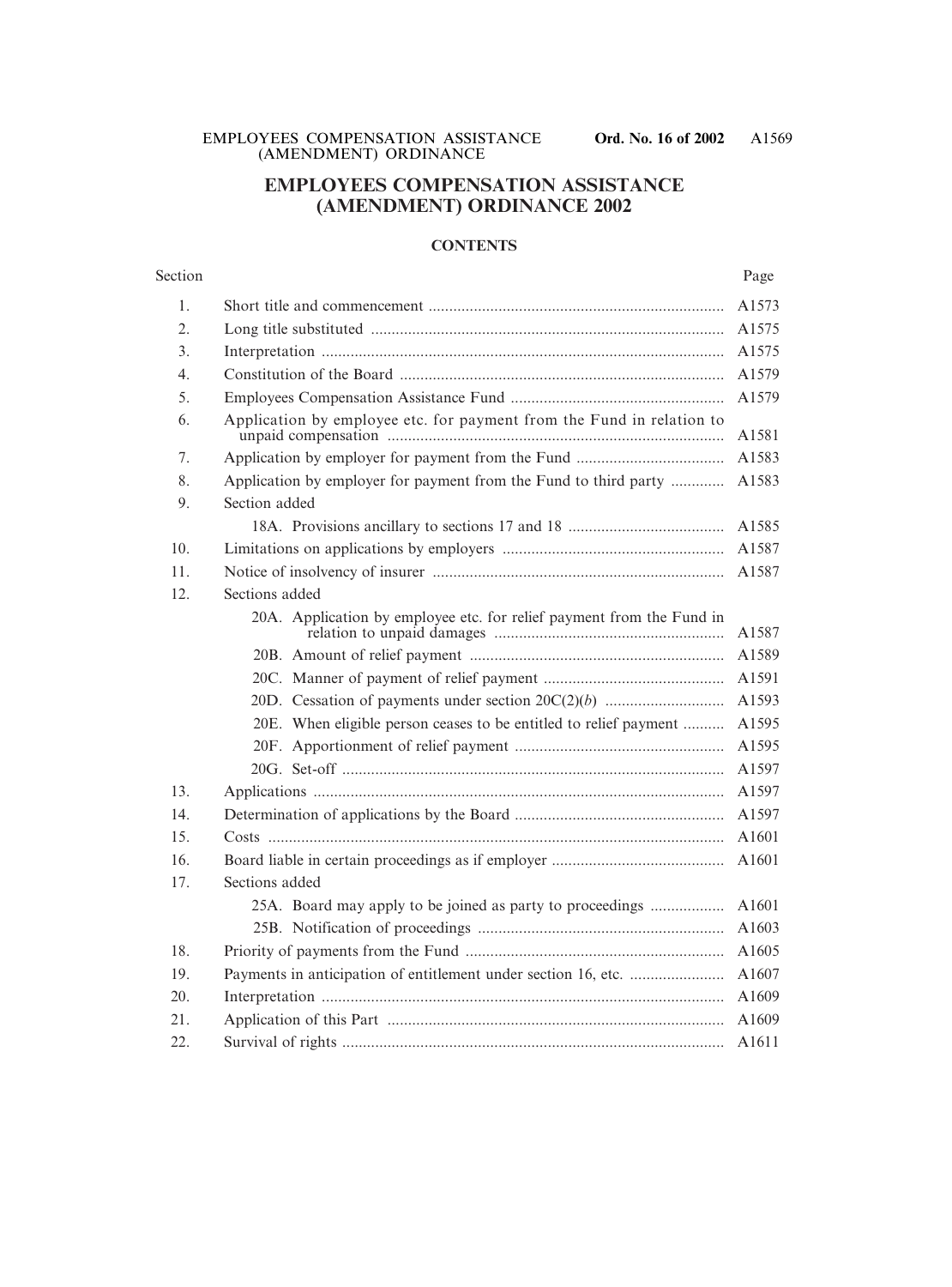# EMPLOYEES COMPENSATION ASSISTANCE (AMENDMENT) ORDINANCE 2002

## CONTENTS

| Section | | Page |
|---|---|---|
| 1. | Short title and commencement | A1573 |
| 2. | Long title substituted | A1575 |
| 3. | Interpretation | A1575 |
| 4. | Constitution of the Board | A1579 |
| 5. | Employees Compensation Assistance Fund | A1579 |
| 6. | Application by employee etc. for payment from the Fund in relation to unpaid compensation | A1581 |
| 7. | Application by employer for payment from the Fund | A1583 |
| 8. | Application by employer for payment from the Fund to third party | A1583 |
| 9. | Section added | |
| | 18A. Provisions ancillary to sections 17 and 18 | A1585 |
| 10. | Limitations on applications by employers | A1587 |
| 11. | Notice of insolvency of insurer | A1587 |
| 12. | Sections added | |
| | 20A. Application by employee etc. for relief payment from the Fund in relation to unpaid damages | A1587 |
| | 20B. Amount of relief payment | A1589 |
| | 20C. Manner of payment of relief payment | A1591 |
| | 20D. Cessation of payments under section 20C(2)(*b*) | A1593 |
| | 20E. When eligible person ceases to be entitled to relief payment | A1595 |
| | 20F. Apportionment of relief payment | A1595 |
| | 20G. Set-off | A1597 |
| 13. | Applications | A1597 |
| 14. | Determination of applications by the Board | A1597 |
| 15. | Costs | A1601 |
| 16. | Board liable in certain proceedings as if employer | A1601 |
| 17. | Sections added | |
| | 25A. Board may apply to be joined as party to proceedings | A1601 |
| | 25B. Notification of proceedings | A1603 |
| 18. | Priority of payments from the Fund | A1605 |
| 19. | Payments in anticipation of entitlement under section 16, etc. | A1607 |
| 20. | Interpretation | A1609 |
| 21. | Application of this Part | A1609 |
| 22. | Survival of rights | A1611 |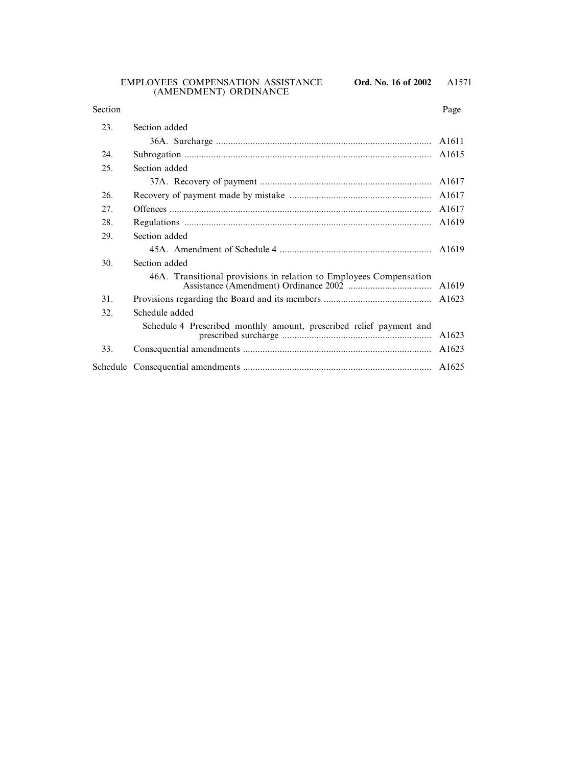| Section | | Page |
|---|---|---|
| 23. | Section added | |
| | 36A. Surcharge | A1611 |
| 24. | Subrogation | A1615 |
| 25. | Section added | |
| | 37A. Recovery of payment | A1617 |
| 26. | Recovery of payment made by mistake | A1617 |
| 27. | Offences | A1617 |
| 28. | Regulations | A1619 |
| 29. | Section added | |
| | 45A. Amendment of Schedule 4 | A1619 |
| 30. | Section added | |
| | 46A. Transitional provisions in relation to Employees Compensation Assistance (Amendment) Ordinance 2002 | A1619 |
| 31. | Provisions regarding the Board and its members | A1623 |
| 32. | Schedule added | |
| | Schedule 4 Prescribed monthly amount, prescribed relief payment and prescribed surcharge | A1623 |
| 33. | Consequential amendments | A1623 |
| Schedule | Consequential amendments | A1625 |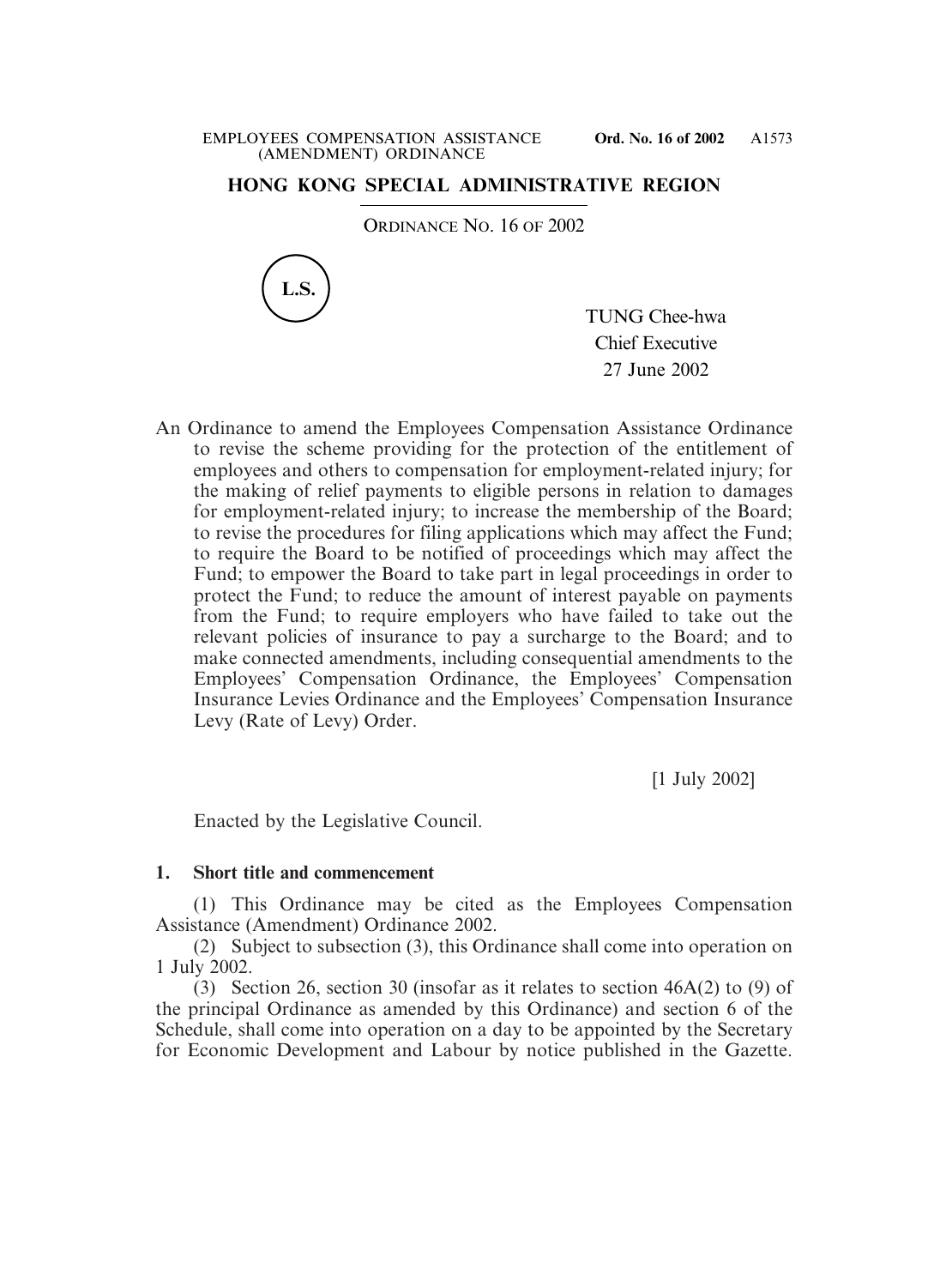## HONG KONG SPECIAL ADMINISTRATIVE REGION

ORDINANCE NO. 16 OF 2002

L.S.

TUNG Chee-hwa
Chief Executive
27 June 2002

An Ordinance to amend the Employees Compensation Assistance Ordinance to revise the scheme providing for the protection of the entitlement of employees and others to compensation for employment-related injury; for the making of relief payments to eligible persons in relation to damages for employment-related injury; to increase the membership of the Board; to revise the procedures for filing applications which may affect the Fund; to require the Board to be notified of proceedings which may affect the Fund; to empower the Board to take part in legal proceedings in order to protect the Fund; to reduce the amount of interest payable on payments from the Fund; to require employers who have failed to take out the relevant policies of insurance to pay a surcharge to the Board; and to make connected amendments, including consequential amendments to the Employees' Compensation Ordinance, the Employees' Compensation Insurance Levies Ordinance and the Employees' Compensation Insurance Levy (Rate of Levy) Order.

[1 July 2002]

Enacted by the Legislative Council.

**1. Short title and commencement**

(1) This Ordinance may be cited as the Employees Compensation Assistance (Amendment) Ordinance 2002.

(2) Subject to subsection (3), this Ordinance shall come into operation on 1 July 2002.

(3) Section 26, section 30 (insofar as it relates to section 46A(2) to (9) of the principal Ordinance as amended by this Ordinance) and section 6 of the Schedule, shall come into operation on a day to be appointed by the Secretary for Economic Development and Labour by notice published in the Gazette.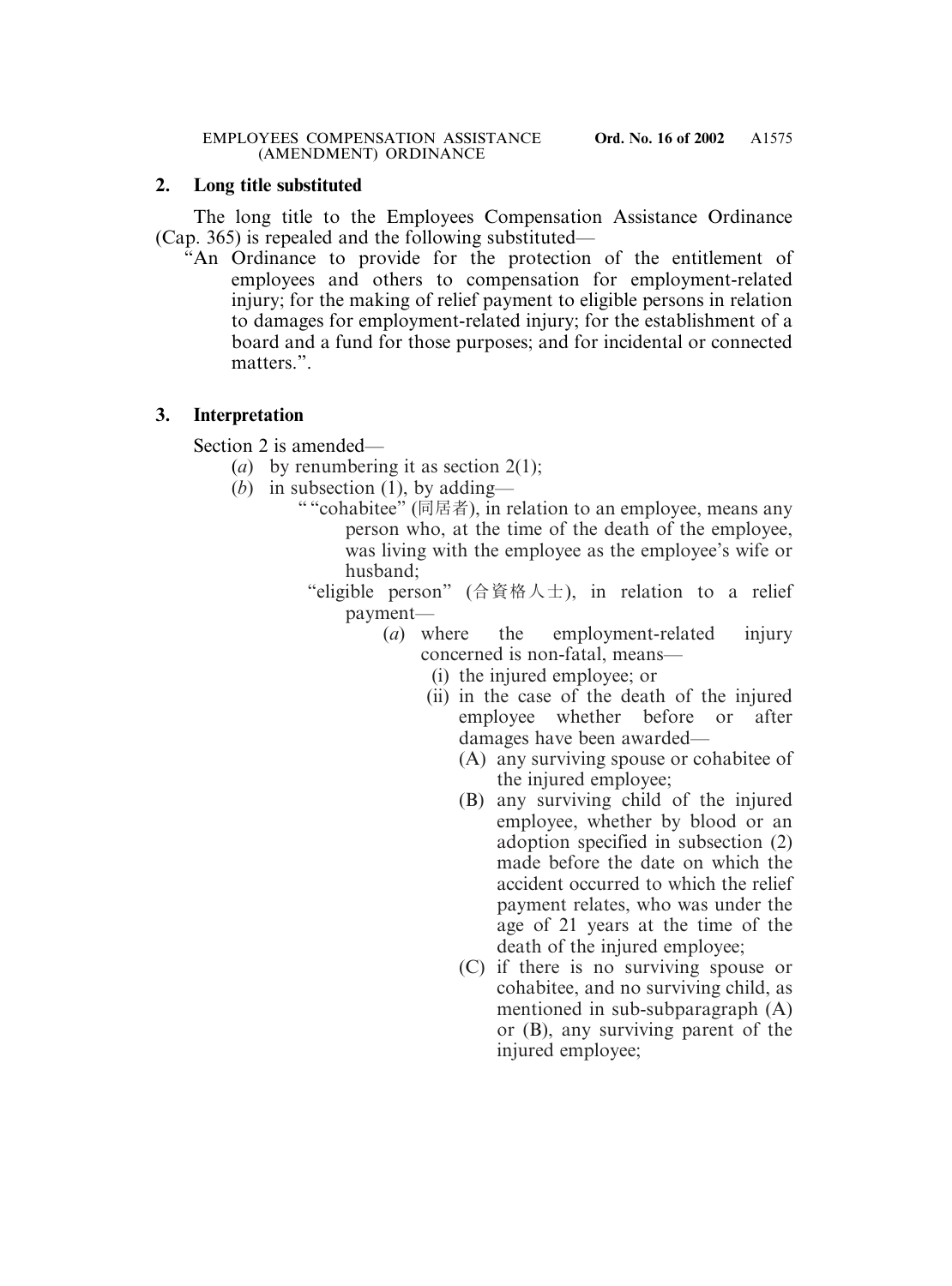**2. Long title substituted**

The long title to the Employees Compensation Assistance Ordinance (Cap. 365) is repealed and the following substituted—

"An Ordinance to provide for the protection of the entitlement of employees and others to compensation for employment-related injury; for the making of relief payment to eligible persons in relation to damages for employment-related injury; for the establishment of a board and a fund for those purposes; and for incidental or connected matters.".

**3. Interpretation**

Section 2 is amended—

(*a*) by renumbering it as section 2(1);

(*b*) in subsection (1), by adding—

""cohabitee" (同居者), in relation to an employee, means any person who, at the time of the death of the employee, was living with the employee as the employee's wife or husband;

"eligible person" (合資格人士), in relation to a relief payment—

(*a*) where the employment-related injury concerned is non-fatal, means—

(i) the injured employee; or

(ii) in the case of the death of the injured employee whether before or after damages have been awarded—

(A) any surviving spouse or cohabitee of the injured employee;

(B) any surviving child of the injured employee, whether by blood or an adoption specified in subsection (2) made before the date on which the accident occurred to which the relief payment relates, who was under the age of 21 years at the time of the death of the injured employee;

(C) if there is no surviving spouse or cohabitee, and no surviving child, as mentioned in sub-subparagraph (A) or (B), any surviving parent of the injured employee;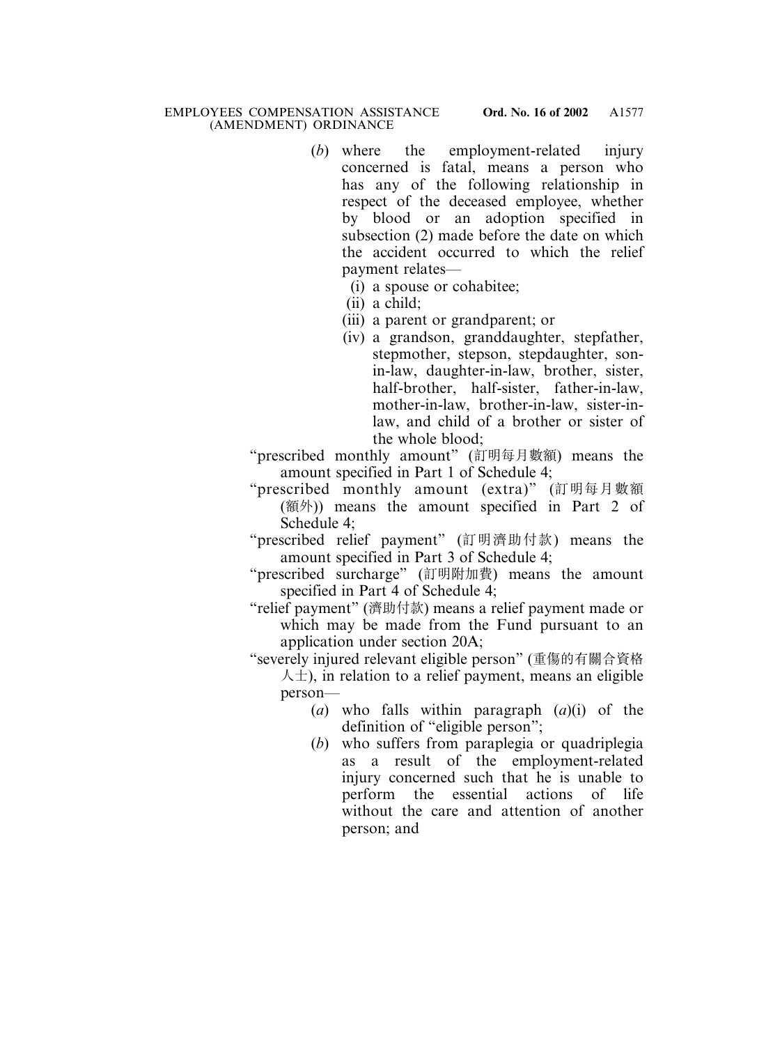(*b*) where the employment-related injury concerned is fatal, means a person who has any of the following relationship in respect of the deceased employee, whether by blood or an adoption specified in subsection (2) made before the date on which the accident occurred to which the relief payment relates—

- (i) a spouse or cohabitee;
- (ii) a child;
- (iii) a parent or grandparent; or
- (iv) a grandson, granddaughter, stepfather, stepmother, stepson, stepdaughter, son-in-law, daughter-in-law, brother, sister, half-brother, half-sister, father-in-law, mother-in-law, brother-in-law, sister-in-law, and child of a brother or sister of the whole blood;

"prescribed monthly amount" (訂明每月數額) means the amount specified in Part 1 of Schedule 4;

"prescribed monthly amount (extra)" (訂明每月數額(額外)) means the amount specified in Part 2 of Schedule 4;

"prescribed relief payment" (訂明濟助付款) means the amount specified in Part 3 of Schedule 4;

"prescribed surcharge" (訂明附加費) means the amount specified in Part 4 of Schedule 4;

"relief payment" (濟助付款) means a relief payment made or which may be made from the Fund pursuant to an application under section 20A;

"severely injured relevant eligible person" (重傷的有關合資格人士), in relation to a relief payment, means an eligible person—

(*a*) who falls within paragraph (*a*)(i) of the definition of "eligible person";

(*b*) who suffers from paraplegia or quadriplegia as a result of the employment-related injury concerned such that he is unable to perform the essential actions of life without the care and attention of another person; and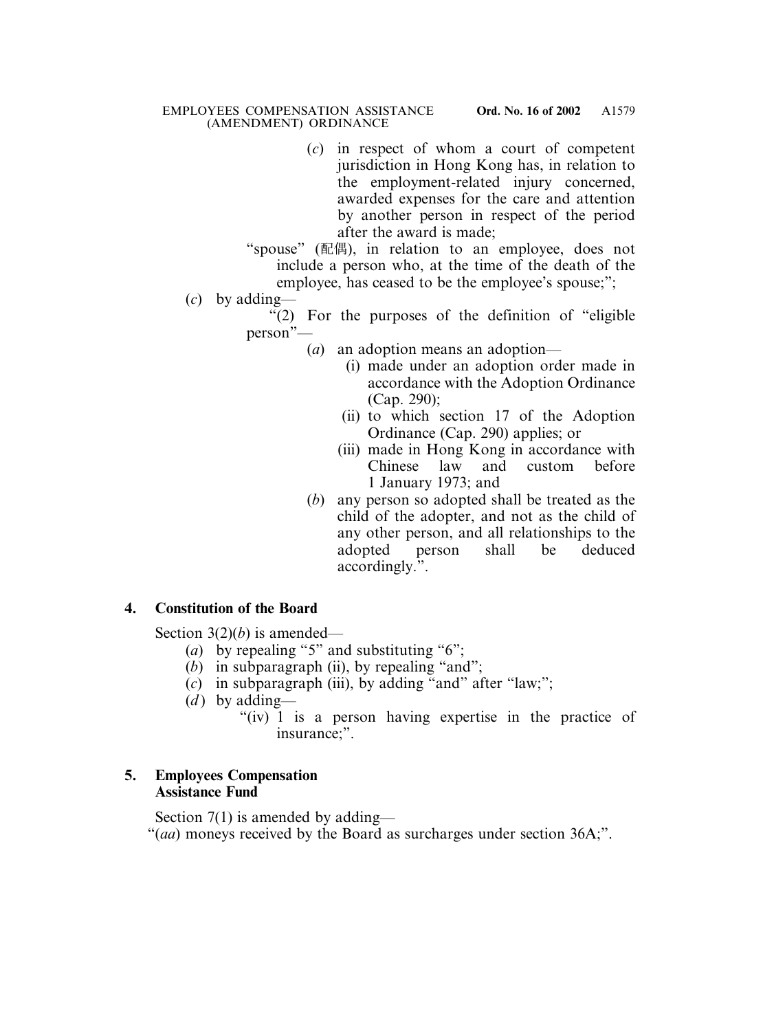(*c*) in respect of whom a court of competent jurisdiction in Hong Kong has, in relation to the employment-related injury concerned, awarded expenses for the care and attention by another person in respect of the period after the award is made;

"spouse" (配偶), in relation to an employee, does not include a person who, at the time of the death of the employee, has ceased to be the employee's spouse;";

(*c*) by adding—

"(2) For the purposes of the definition of "eligible person"—

(*a*) an adoption means an adoption—

(i) made under an adoption order made in accordance with the Adoption Ordinance (Cap. 290);

(ii) to which section 17 of the Adoption Ordinance (Cap. 290) applies; or

(iii) made in Hong Kong in accordance with Chinese law and custom before 1 January 1973; and

(*b*) any person so adopted shall be treated as the child of the adopter, and not as the child of any other person, and all relationships to the adopted person shall be deduced accordingly.".

**4. Constitution of the Board**

Section 3(2)(*b*) is amended—

(*a*) by repealing "5" and substituting "6";

(*b*) in subparagraph (ii), by repealing "and";

(*c*) in subparagraph (iii), by adding "and" after "law;";

(*d*) by adding—

"(iv) 1 is a person having expertise in the practice of insurance;".

**5. Employees Compensation Assistance Fund**

Section 7(1) is amended by adding—

"(*aa*) moneys received by the Board as surcharges under section 36A;".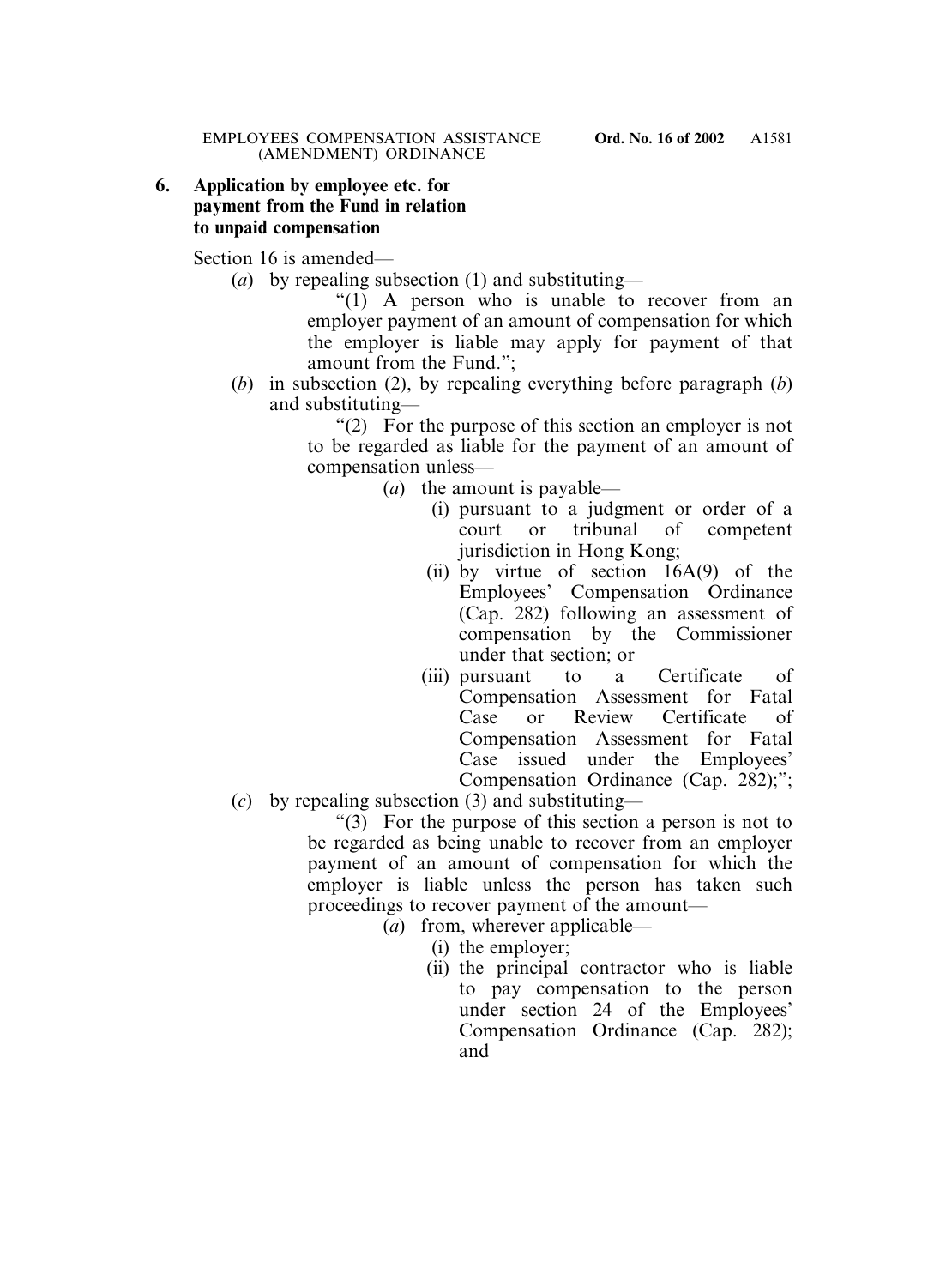**6. Application by employee etc. for payment from the Fund in relation to unpaid compensation**

Section 16 is amended—

(*a*) by repealing subsection (1) and substituting—

"(1) A person who is unable to recover from an employer payment of an amount of compensation for which the employer is liable may apply for payment of that amount from the Fund.";

(*b*) in subsection (2), by repealing everything before paragraph (*b*) and substituting—

"(2) For the purpose of this section an employer is not to be regarded as liable for the payment of an amount of compensation unless—

(*a*) the amount is payable—

(i) pursuant to a judgment or order of a court or tribunal of competent jurisdiction in Hong Kong;

(ii) by virtue of section 16A(9) of the Employees' Compensation Ordinance (Cap. 282) following an assessment of compensation by the Commissioner under that section; or

(iii) pursuant to a Certificate of Compensation Assessment for Fatal Case or Review Certificate of Compensation Assessment for Fatal Case issued under the Employees' Compensation Ordinance (Cap. 282);";

(*c*) by repealing subsection (3) and substituting—

"(3) For the purpose of this section a person is not to be regarded as being unable to recover from an employer payment of an amount of compensation for which the employer is liable unless the person has taken such proceedings to recover payment of the amount—

(*a*) from, wherever applicable—

(i) the employer;

(ii) the principal contractor who is liable to pay compensation to the person under section 24 of the Employees' Compensation Ordinance (Cap. 282); and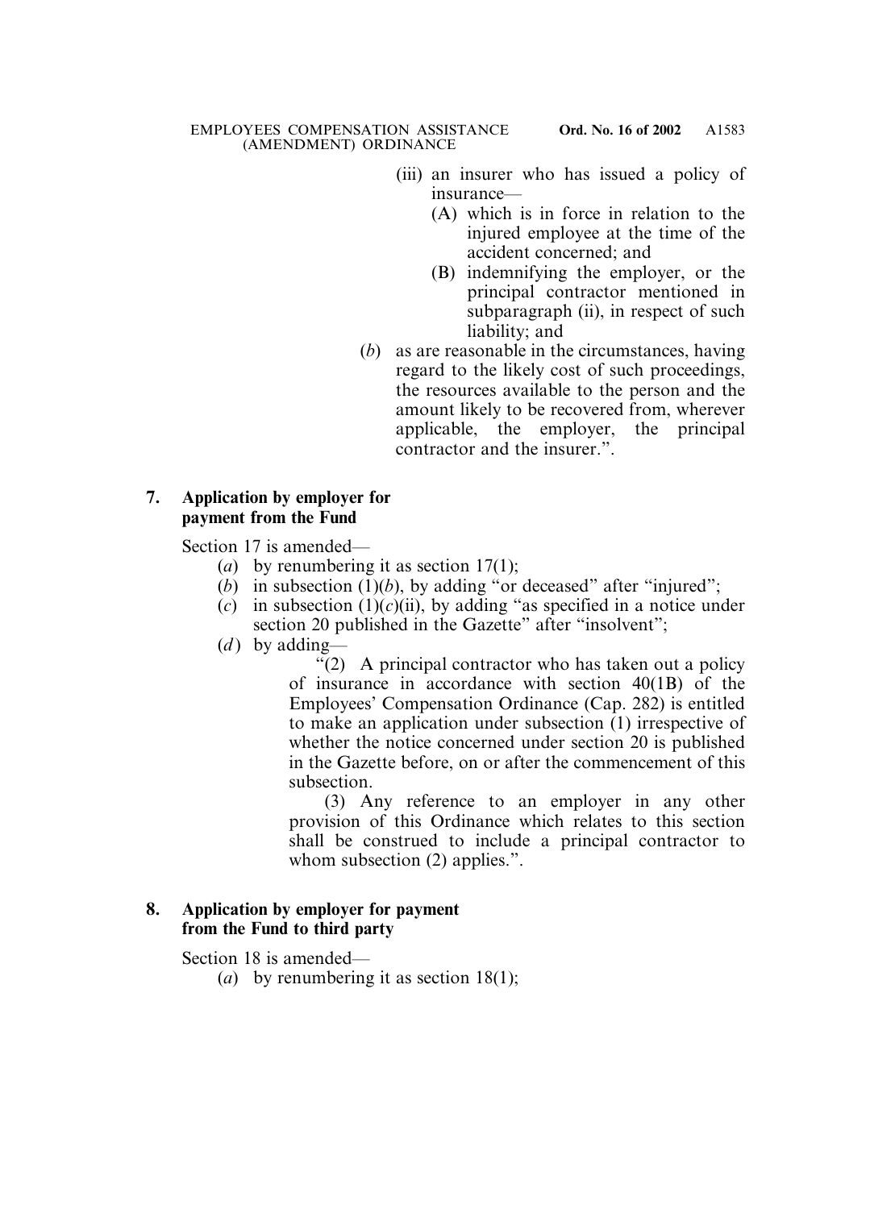(iii) an insurer who has issued a policy of insurance—

(A) which is in force in relation to the injured employee at the time of the accident concerned; and

(B) indemnifying the employer, or the principal contractor mentioned in subparagraph (ii), in respect of such liability; and

(*b*) as are reasonable in the circumstances, having regard to the likely cost of such proceedings, the resources available to the person and the amount likely to be recovered from, wherever applicable, the employer, the principal contractor and the insurer.".

**7. Application by employer for payment from the Fund**

Section 17 is amended—

(*a*) by renumbering it as section 17(1);

(*b*) in subsection (1)(*b*), by adding "or deceased" after "injured";

(*c*) in subsection (1)(*c*)(ii), by adding "as specified in a notice under section 20 published in the Gazette" after "insolvent";

(*d*) by adding—

"(2) A principal contractor who has taken out a policy of insurance in accordance with section 40(1B) of the Employees' Compensation Ordinance (Cap. 282) is entitled to make an application under subsection (1) irrespective of whether the notice concerned under section 20 is published in the Gazette before, on or after the commencement of this subsection.

(3) Any reference to an employer in any other provision of this Ordinance which relates to this section shall be construed to include a principal contractor to whom subsection (2) applies.".

**8. Application by employer for payment from the Fund to third party**

Section 18 is amended—

(*a*) by renumbering it as section 18(1);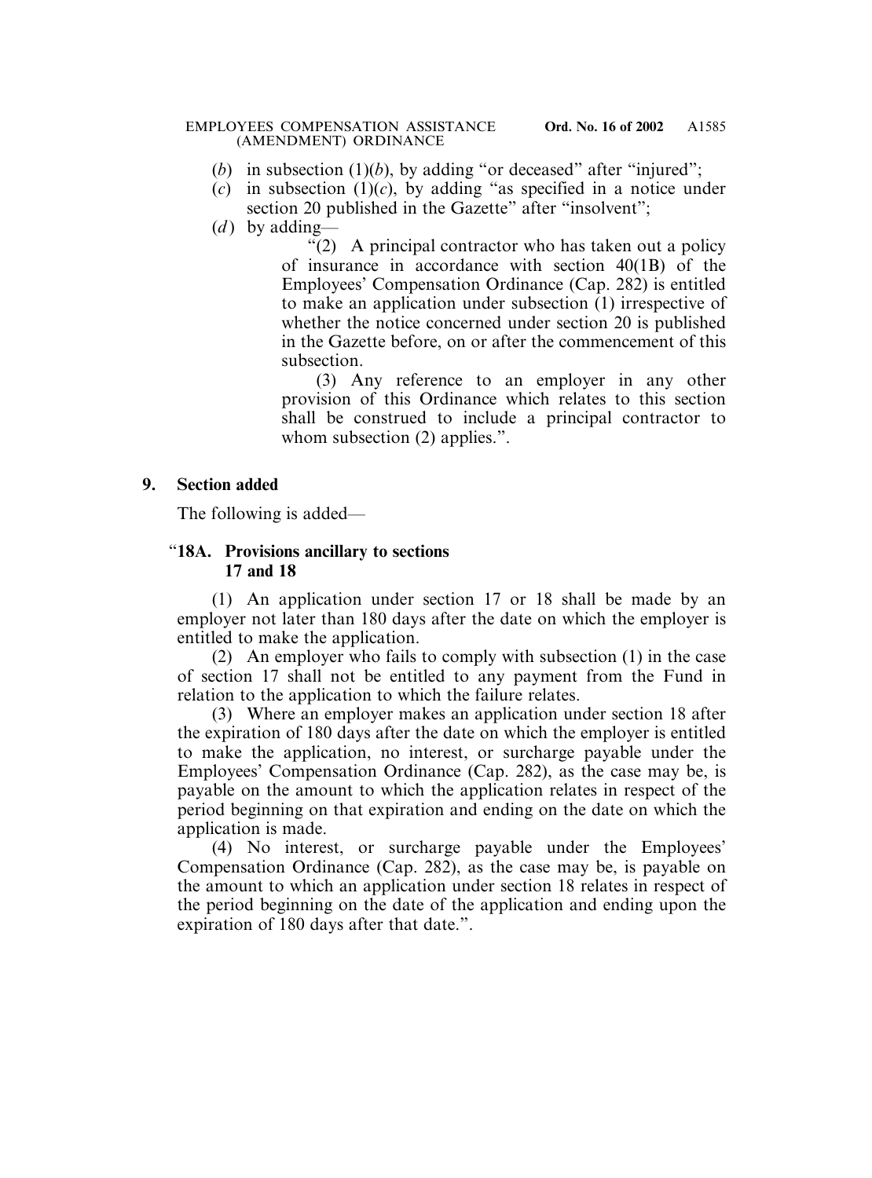(*b*) in subsection (1)(*b*), by adding "or deceased" after "injured";

(*c*) in subsection (1)(*c*), by adding "as specified in a notice under section 20 published in the Gazette" after "insolvent";

(*d*) by adding—

"(2) A principal contractor who has taken out a policy of insurance in accordance with section 40(1B) of the Employees' Compensation Ordinance (Cap. 282) is entitled to make an application under subsection (1) irrespective of whether the notice concerned under section 20 is published in the Gazette before, on or after the commencement of this subsection.

(3) Any reference to an employer in any other provision of this Ordinance which relates to this section shall be construed to include a principal contractor to whom subsection (2) applies.".

**9. Section added**

The following is added—

"**18A. Provisions ancillary to sections 17 and 18**

(1) An application under section 17 or 18 shall be made by an employer not later than 180 days after the date on which the employer is entitled to make the application.

(2) An employer who fails to comply with subsection (1) in the case of section 17 shall not be entitled to any payment from the Fund in relation to the application to which the failure relates.

(3) Where an employer makes an application under section 18 after the expiration of 180 days after the date on which the employer is entitled to make the application, no interest, or surcharge payable under the Employees' Compensation Ordinance (Cap. 282), as the case may be, is payable on the amount to which the application relates in respect of the period beginning on that expiration and ending on the date on which the application is made.

(4) No interest, or surcharge payable under the Employees' Compensation Ordinance (Cap. 282), as the case may be, is payable on the amount to which an application under section 18 relates in respect of the period beginning on the date of the application and ending upon the expiration of 180 days after that date.".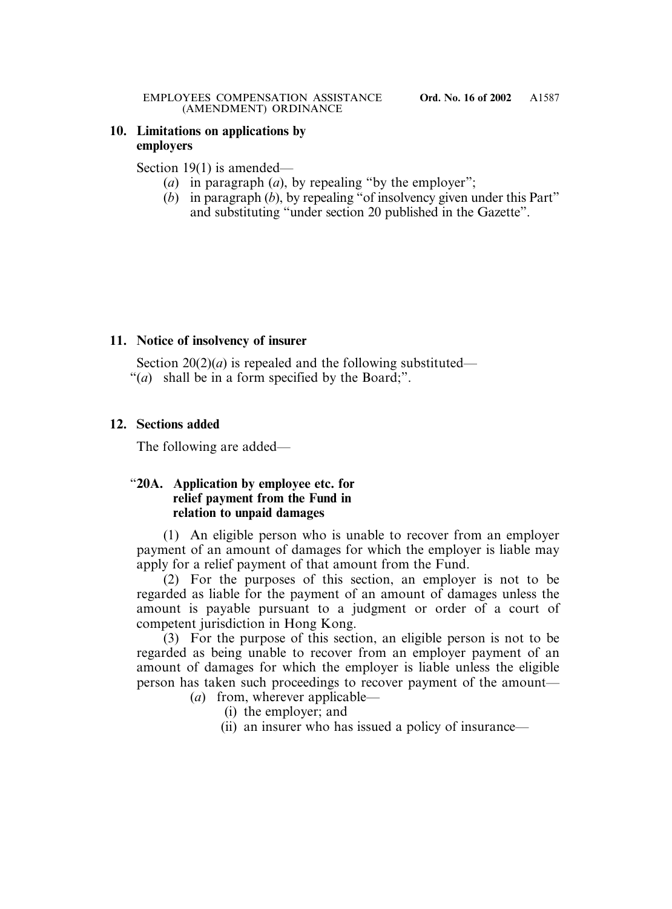**10. Limitations on applications by employers**

Section 19(1) is amended—

(*a*) in paragraph (*a*), by repealing "by the employer";

(*b*) in paragraph (*b*), by repealing "of insolvency given under this Part" and substituting "under section 20 published in the Gazette".

**11. Notice of insolvency of insurer**

Section 20(2)(*a*) is repealed and the following substituted—

"(*a*) shall be in a form specified by the Board;".

**12. Sections added**

The following are added—

"**20A. Application by employee etc. for relief payment from the Fund in relation to unpaid damages**

(1) An eligible person who is unable to recover from an employer payment of an amount of damages for which the employer is liable may apply for a relief payment of that amount from the Fund.

(2) For the purposes of this section, an employer is not to be regarded as liable for the payment of an amount of damages unless the amount is payable pursuant to a judgment or order of a court of competent jurisdiction in Hong Kong.

(3) For the purpose of this section, an eligible person is not to be regarded as being unable to recover from an employer payment of an amount of damages for which the employer is liable unless the eligible person has taken such proceedings to recover payment of the amount—

(*a*) from, wherever applicable—

(i) the employer; and

(ii) an insurer who has issued a policy of insurance—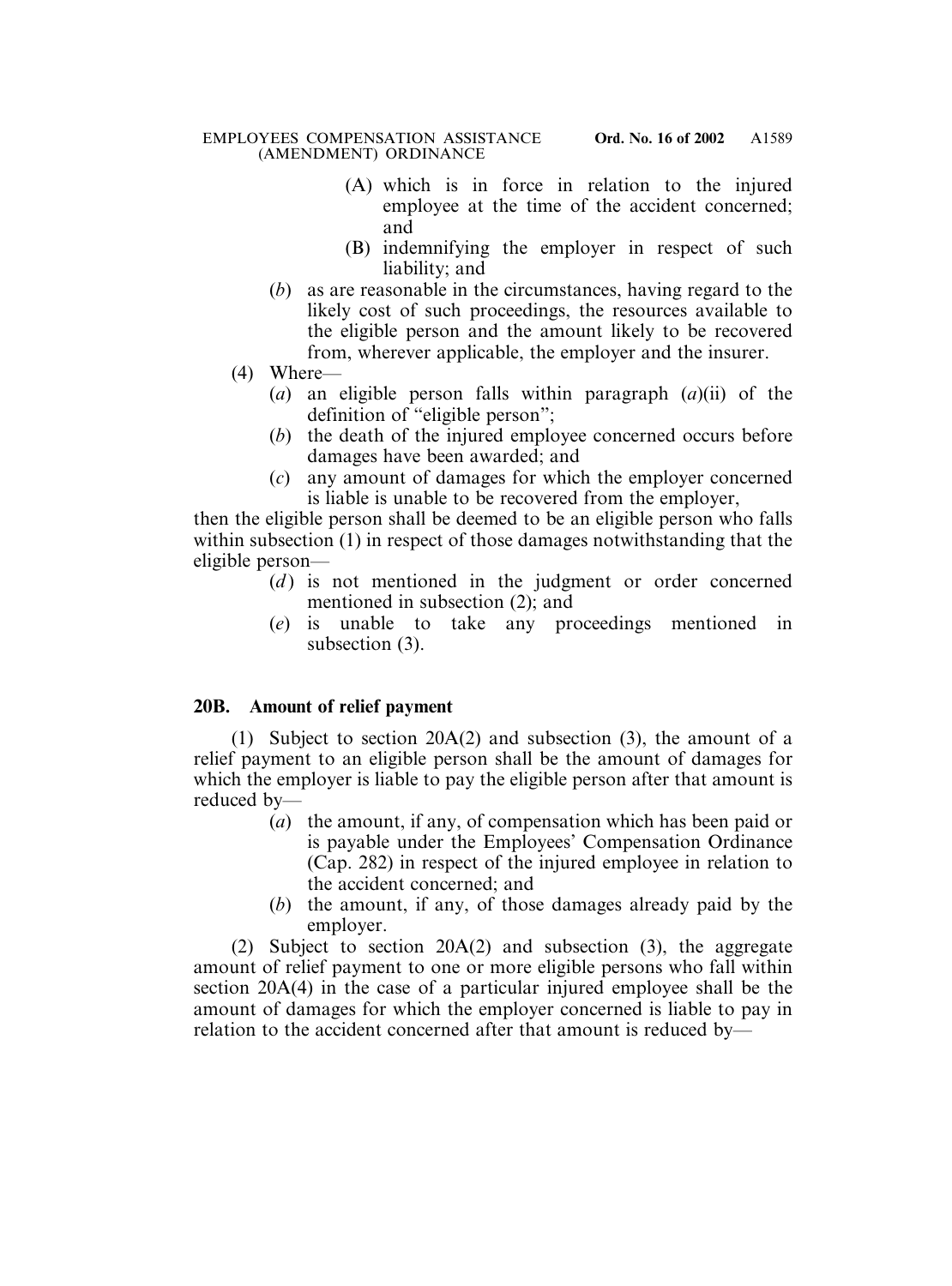(A) which is in force in relation to the injured employee at the time of the accident concerned; and

(B) indemnifying the employer in respect of such liability; and

(*b*) as are reasonable in the circumstances, having regard to the likely cost of such proceedings, the resources available to the eligible person and the amount likely to be recovered from, wherever applicable, the employer and the insurer.

(4) Where—

(*a*) an eligible person falls within paragraph (*a*)(ii) of the definition of "eligible person";

(*b*) the death of the injured employee concerned occurs before damages have been awarded; and

(*c*) any amount of damages for which the employer concerned is liable is unable to be recovered from the employer,

then the eligible person shall be deemed to be an eligible person who falls within subsection (1) in respect of those damages notwithstanding that the eligible person—

(*d*) is not mentioned in the judgment or order concerned mentioned in subsection (2); and

(*e*) is unable to take any proceedings mentioned in subsection (3).

**20B. Amount of relief payment**

(1) Subject to section 20A(2) and subsection (3), the amount of a relief payment to an eligible person shall be the amount of damages for which the employer is liable to pay the eligible person after that amount is reduced by—

(*a*) the amount, if any, of compensation which has been paid or is payable under the Employees' Compensation Ordinance (Cap. 282) in respect of the injured employee in relation to the accident concerned; and

(*b*) the amount, if any, of those damages already paid by the employer.

(2) Subject to section 20A(2) and subsection (3), the aggregate amount of relief payment to one or more eligible persons who fall within section 20A(4) in the case of a particular injured employee shall be the amount of damages for which the employer concerned is liable to pay in relation to the accident concerned after that amount is reduced by—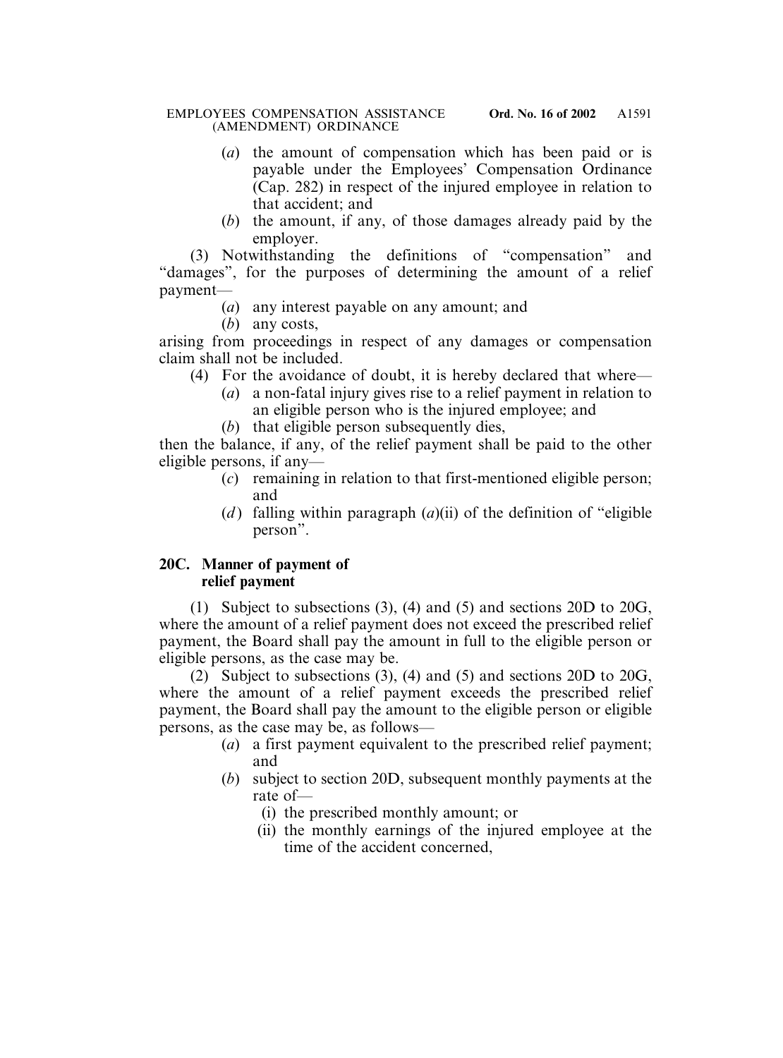(*a*) the amount of compensation which has been paid or is payable under the Employees' Compensation Ordinance (Cap. 282) in respect of the injured employee in relation to that accident; and

(*b*) the amount, if any, of those damages already paid by the employer.

(3) Notwithstanding the definitions of "compensation" and "damages", for the purposes of determining the amount of a relief payment—

(*a*) any interest payable on any amount; and

(*b*) any costs,

arising from proceedings in respect of any damages or compensation claim shall not be included.

(4) For the avoidance of doubt, it is hereby declared that where—

(*a*) a non-fatal injury gives rise to a relief payment in relation to an eligible person who is the injured employee; and

(*b*) that eligible person subsequently dies,

then the balance, if any, of the relief payment shall be paid to the other eligible persons, if any—

(*c*) remaining in relation to that first-mentioned eligible person; and

(*d*) falling within paragraph (*a*)(ii) of the definition of "eligible person".

**20C. Manner of payment of relief payment**

(1) Subject to subsections (3), (4) and (5) and sections 20D to 20G, where the amount of a relief payment does not exceed the prescribed relief payment, the Board shall pay the amount in full to the eligible person or eligible persons, as the case may be.

(2) Subject to subsections (3), (4) and (5) and sections 20D to 20G, where the amount of a relief payment exceeds the prescribed relief payment, the Board shall pay the amount to the eligible person or eligible persons, as the case may be, as follows—

(*a*) a first payment equivalent to the prescribed relief payment; and

(*b*) subject to section 20D, subsequent monthly payments at the rate of—

(i) the prescribed monthly amount; or

(ii) the monthly earnings of the injured employee at the time of the accident concerned,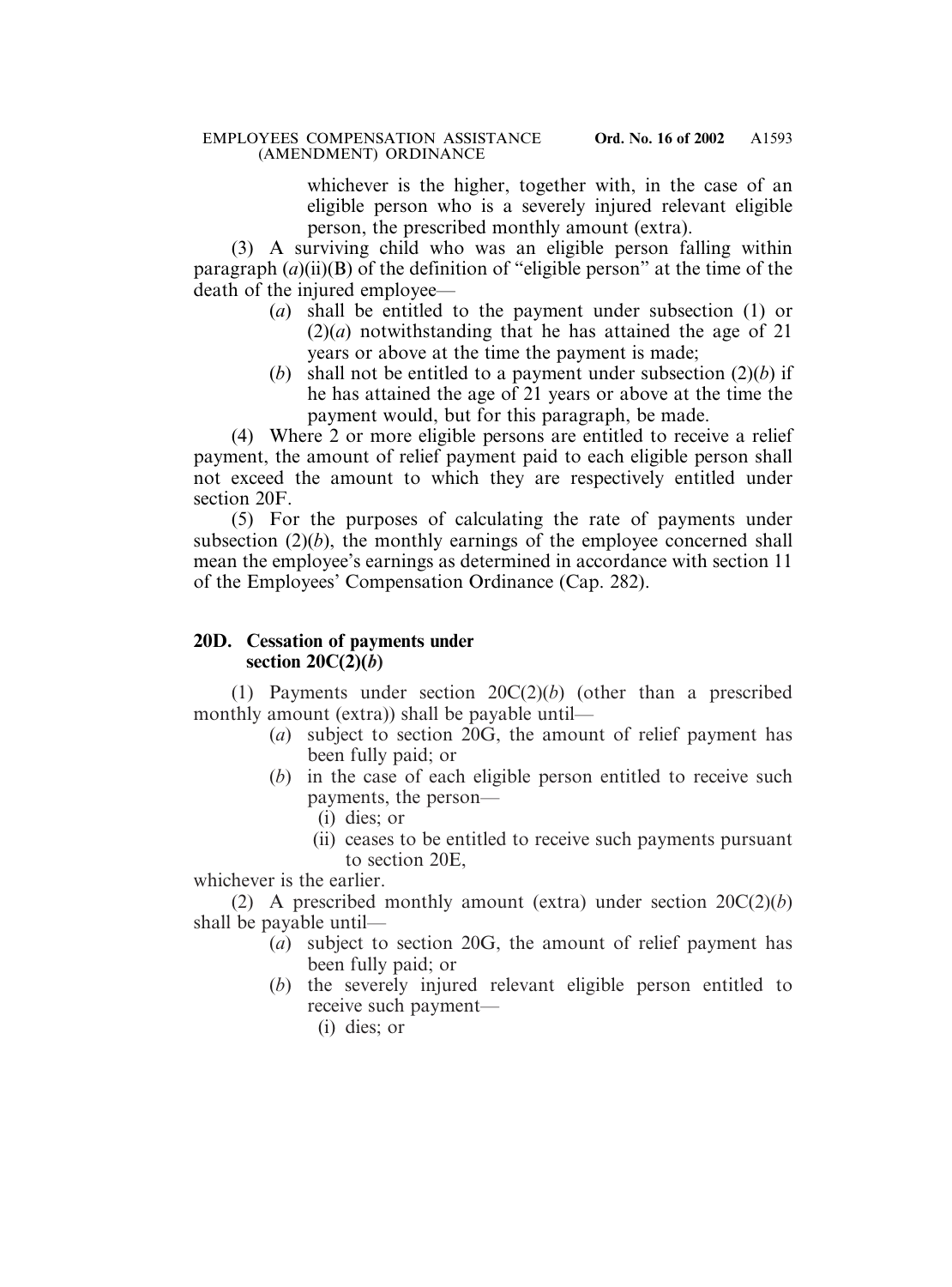whichever is the higher, together with, in the case of an eligible person who is a severely injured relevant eligible person, the prescribed monthly amount (extra).

(3) A surviving child who was an eligible person falling within paragraph (*a*)(ii)(B) of the definition of "eligible person" at the time of the death of the injured employee—

- (*a*) shall be entitled to the payment under subsection (1) or (2)(*a*) notwithstanding that he has attained the age of 21 years or above at the time the payment is made;
- (*b*) shall not be entitled to a payment under subsection (2)(*b*) if he has attained the age of 21 years or above at the time the payment would, but for this paragraph, be made.

(4) Where 2 or more eligible persons are entitled to receive a relief payment, the amount of relief payment paid to each eligible person shall not exceed the amount to which they are respectively entitled under section 20F.

(5) For the purposes of calculating the rate of payments under subsection (2)(*b*), the monthly earnings of the employee concerned shall mean the employee's earnings as determined in accordance with section 11 of the Employees' Compensation Ordinance (Cap. 282).

### 20D. Cessation of payments under section 20C(2)(*b*)

(1) Payments under section 20C(2)(*b*) (other than a prescribed monthly amount (extra)) shall be payable until—

- (*a*) subject to section 20G, the amount of relief payment has been fully paid; or
- (*b*) in the case of each eligible person entitled to receive such payments, the person—
  - (i) dies; or
  - (ii) ceases to be entitled to receive such payments pursuant to section 20E,

whichever is the earlier.

(2) A prescribed monthly amount (extra) under section 20C(2)(*b*) shall be payable until—

- (*a*) subject to section 20G, the amount of relief payment has been fully paid; or
- (*b*) the severely injured relevant eligible person entitled to receive such payment—
  - (i) dies; or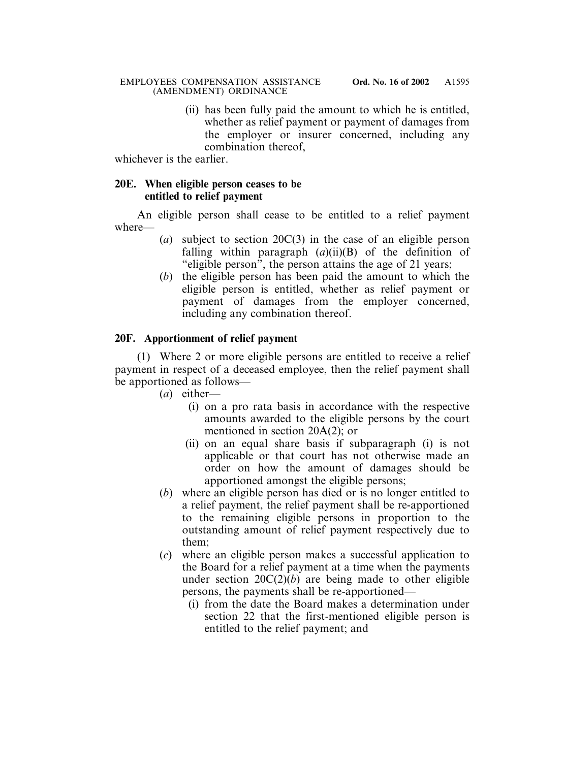(ii) has been fully paid the amount to which he is entitled, whether as relief payment or payment of damages from the employer or insurer concerned, including any combination thereof,

whichever is the earlier.

**20E. When eligible person ceases to be entitled to relief payment**

An eligible person shall cease to be entitled to a relief payment where—

(*a*) subject to section 20C(3) in the case of an eligible person falling within paragraph (*a*)(ii)(B) of the definition of "eligible person", the person attains the age of 21 years;

(*b*) the eligible person has been paid the amount to which the eligible person is entitled, whether as relief payment or payment of damages from the employer concerned, including any combination thereof.

**20F. Apportionment of relief payment**

(1) Where 2 or more eligible persons are entitled to receive a relief payment in respect of a deceased employee, then the relief payment shall be apportioned as follows—

(*a*) either—

(i) on a pro rata basis in accordance with the respective amounts awarded to the eligible persons by the court mentioned in section 20A(2); or

(ii) on an equal share basis if subparagraph (i) is not applicable or that court has not otherwise made an order on how the amount of damages should be apportioned amongst the eligible persons;

(*b*) where an eligible person has died or is no longer entitled to a relief payment, the relief payment shall be re-apportioned to the remaining eligible persons in proportion to the outstanding amount of relief payment respectively due to them;

(*c*) where an eligible person makes a successful application to the Board for a relief payment at a time when the payments under section 20C(2)(*b*) are being made to other eligible persons, the payments shall be re-apportioned—

(i) from the date the Board makes a determination under section 22 that the first-mentioned eligible person is entitled to the relief payment; and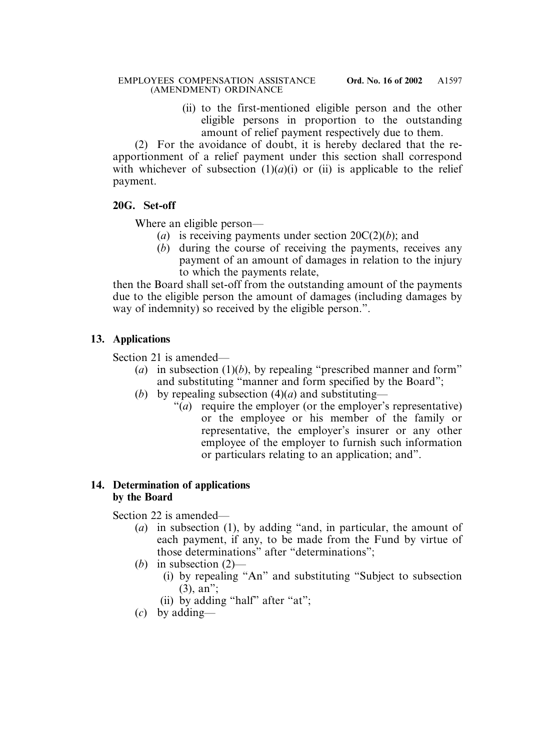(ii) to the first-mentioned eligible person and the other eligible persons in proportion to the outstanding amount of relief payment respectively due to them.

(2) For the avoidance of doubt, it is hereby declared that the re-apportionment of a relief payment under this section shall correspond with whichever of subsection (1)(*a*)(i) or (ii) is applicable to the relief payment.

**20G. Set-off**

Where an eligible person—

(*a*) is receiving payments under section 20C(2)(*b*); and

(*b*) during the course of receiving the payments, receives any payment of an amount of damages in relation to the injury to which the payments relate,

then the Board shall set-off from the outstanding amount of the payments due to the eligible person the amount of damages (including damages by way of indemnity) so received by the eligible person.".

## 13. Applications

Section 21 is amended—

(*a*) in subsection (1)(*b*), by repealing "prescribed manner and form" and substituting "manner and form specified by the Board";

(*b*) by repealing subsection (4)(*a*) and substituting—

"(*a*) require the employer (or the employer's representative) or the employee or his member of the family or representative, the employer's insurer or any other employee of the employer to furnish such information or particulars relating to an application; and".

## 14. Determination of applications by the Board

Section 22 is amended—

(*a*) in subsection (1), by adding "and, in particular, the amount of each payment, if any, to be made from the Fund by virtue of those determinations" after "determinations";

(*b*) in subsection (2)—

(i) by repealing "An" and substituting "Subject to subsection (3), an";

(ii) by adding "half" after "at";

(*c*) by adding—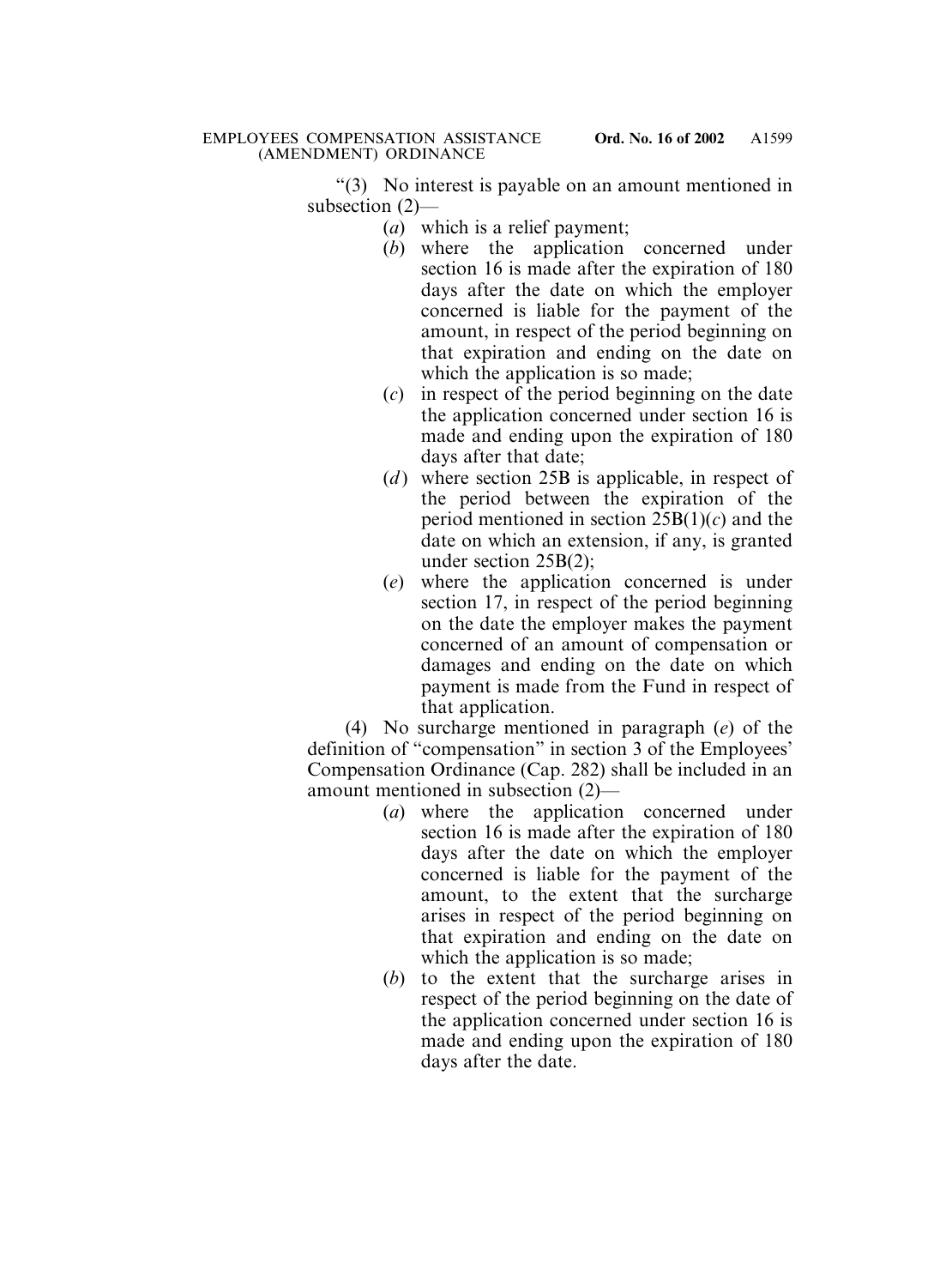"(3) No interest is payable on an amount mentioned in subsection (2)—

(*a*) which is a relief payment;

(*b*) where the application concerned under section 16 is made after the expiration of 180 days after the date on which the employer concerned is liable for the payment of the amount, in respect of the period beginning on that expiration and ending on the date on which the application is so made;

(*c*) in respect of the period beginning on the date the application concerned under section 16 is made and ending upon the expiration of 180 days after that date;

(*d*) where section 25B is applicable, in respect of the period between the expiration of the period mentioned in section 25B(1)(*c*) and the date on which an extension, if any, is granted under section 25B(2);

(*e*) where the application concerned is under section 17, in respect of the period beginning on the date the employer makes the payment concerned of an amount of compensation or damages and ending on the date on which payment is made from the Fund in respect of that application.

(4) No surcharge mentioned in paragraph (*e*) of the definition of "compensation" in section 3 of the Employees' Compensation Ordinance (Cap. 282) shall be included in an amount mentioned in subsection (2)—

(*a*) where the application concerned under section 16 is made after the expiration of 180 days after the date on which the employer concerned is liable for the payment of the amount, to the extent that the surcharge arises in respect of the period beginning on that expiration and ending on the date on which the application is so made;

(*b*) to the extent that the surcharge arises in respect of the period beginning on the date of the application concerned under section 16 is made and ending upon the expiration of 180 days after the date.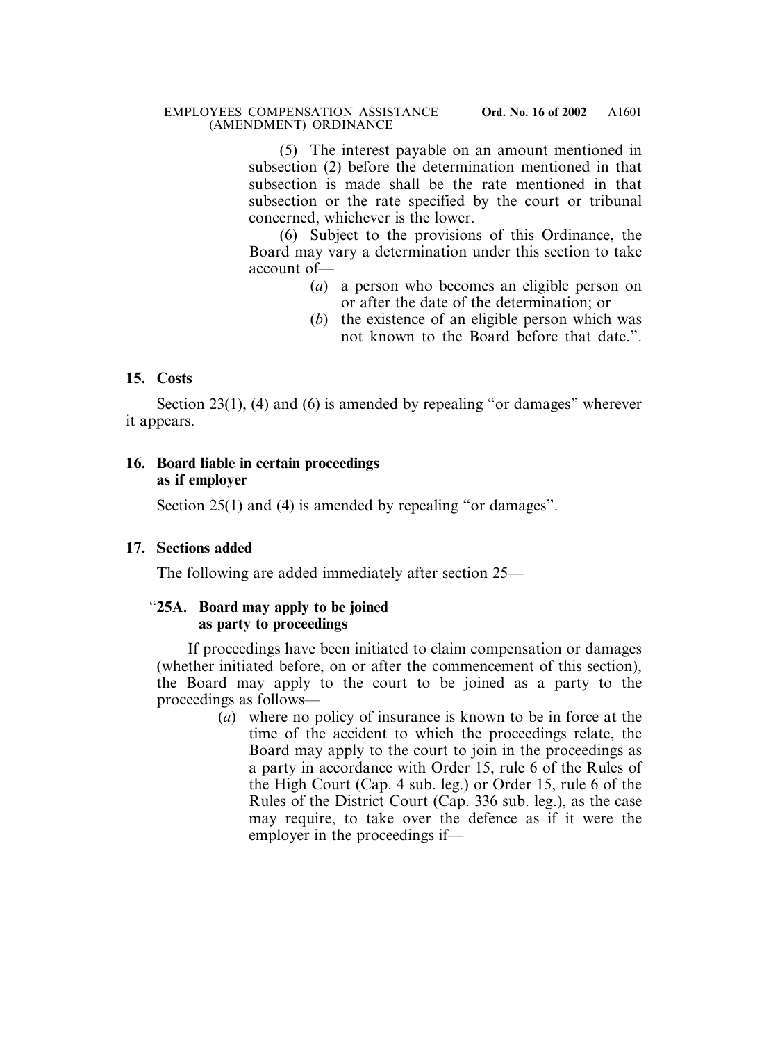(5) The interest payable on an amount mentioned in subsection (2) before the determination mentioned in that subsection is made shall be the rate mentioned in that subsection or the rate specified by the court or tribunal concerned, whichever is the lower.

(6) Subject to the provisions of this Ordinance, the Board may vary a determination under this section to take account of—

- (*a*) a person who becomes an eligible person on or after the date of the determination; or
- (*b*) the existence of an eligible person which was not known to the Board before that date.".

**15. Costs**

Section 23(1), (4) and (6) is amended by repealing "or damages" wherever it appears.

**16. Board liable in certain proceedings as if employer**

Section 25(1) and (4) is amended by repealing "or damages".

**17. Sections added**

The following are added immediately after section 25—

"**25A. Board may apply to be joined as party to proceedings**

If proceedings have been initiated to claim compensation or damages (whether initiated before, on or after the commencement of this section), the Board may apply to the court to be joined as a party to the proceedings as follows—

- (*a*) where no policy of insurance is known to be in force at the time of the accident to which the proceedings relate, the Board may apply to the court to join in the proceedings as a party in accordance with Order 15, rule 6 of the Rules of the High Court (Cap. 4 sub. leg.) or Order 15, rule 6 of the Rules of the District Court (Cap. 336 sub. leg.), as the case may require, to take over the defence as if it were the employer in the proceedings if—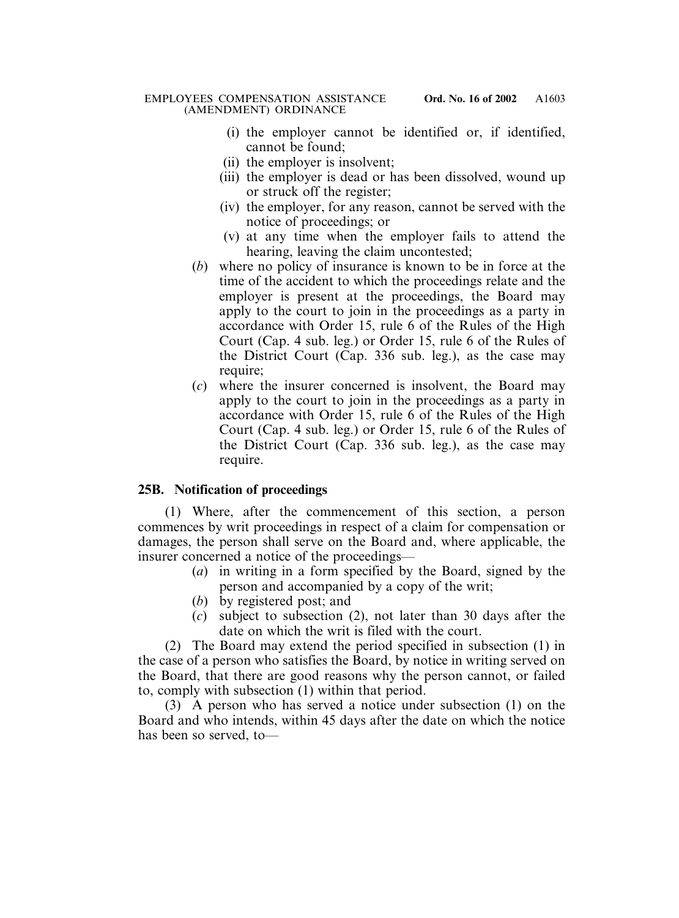(i) the employer cannot be identified or, if identified, cannot be found;

(ii) the employer is insolvent;

(iii) the employer is dead or has been dissolved, wound up or struck off the register;

(iv) the employer, for any reason, cannot be served with the notice of proceedings; or

(v) at any time when the employer fails to attend the hearing, leaving the claim uncontested;

(*b*) where no policy of insurance is known to be in force at the time of the accident to which the proceedings relate and the employer is present at the proceedings, the Board may apply to the court to join in the proceedings as a party in accordance with Order 15, rule 6 of the Rules of the High Court (Cap. 4 sub. leg.) or Order 15, rule 6 of the Rules of the District Court (Cap. 336 sub. leg.), as the case may require;

(*c*) where the insurer concerned is insolvent, the Board may apply to the court to join in the proceedings as a party in accordance with Order 15, rule 6 of the Rules of the High Court (Cap. 4 sub. leg.) or Order 15, rule 6 of the Rules of the District Court (Cap. 336 sub. leg.), as the case may require.

**25B. Notification of proceedings**

(1) Where, after the commencement of this section, a person commences by writ proceedings in respect of a claim for compensation or damages, the person shall serve on the Board and, where applicable, the insurer concerned a notice of the proceedings—

(*a*) in writing in a form specified by the Board, signed by the person and accompanied by a copy of the writ;

(*b*) by registered post; and

(*c*) subject to subsection (2), not later than 30 days after the date on which the writ is filed with the court.

(2) The Board may extend the period specified in subsection (1) in the case of a person who satisfies the Board, by notice in writing served on the Board, that there are good reasons why the person cannot, or failed to, comply with subsection (1) within that period.

(3) A person who has served a notice under subsection (1) on the Board and who intends, within 45 days after the date on which the notice has been so served, to—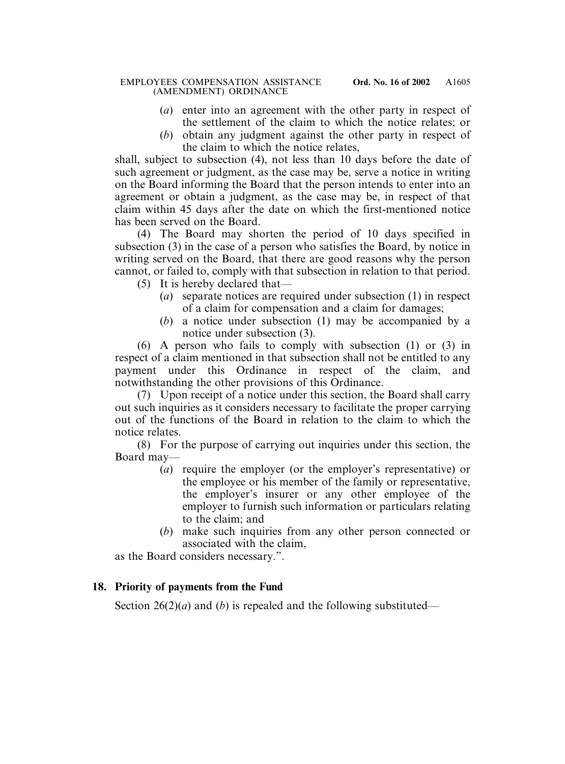(*a*) enter into an agreement with the other party in respect of the settlement of the claim to which the notice relates; or

(*b*) obtain any judgment against the other party in respect of the claim to which the notice relates,

shall, subject to subsection (4), not less than 10 days before the date of such agreement or judgment, as the case may be, serve a notice in writing on the Board informing the Board that the person intends to enter into an agreement or obtain a judgment, as the case may be, in respect of that claim within 45 days after the date on which the first-mentioned notice has been served on the Board.

(4) The Board may shorten the period of 10 days specified in subsection (3) in the case of a person who satisfies the Board, by notice in writing served on the Board, that there are good reasons why the person cannot, or failed to, comply with that subsection in relation to that period.

(5) It is hereby declared that—

(*a*) separate notices are required under subsection (1) in respect of a claim for compensation and a claim for damages;

(*b*) a notice under subsection (1) may be accompanied by a notice under subsection (3).

(6) A person who fails to comply with subsection (1) or (3) in respect of a claim mentioned in that subsection shall not be entitled to any payment under this Ordinance in respect of the claim, and notwithstanding the other provisions of this Ordinance.

(7) Upon receipt of a notice under this section, the Board shall carry out such inquiries as it considers necessary to facilitate the proper carrying out of the functions of the Board in relation to the claim to which the notice relates.

(8) For the purpose of carrying out inquiries under this section, the Board may—

(*a*) require the employer (or the employer's representative) or the employee or his member of the family or representative, the employer's insurer or any other employee of the employer to furnish such information or particulars relating to the claim; and

(*b*) make such inquiries from any other person connected or associated with the claim,

as the Board considers necessary.".

**18. Priority of payments from the Fund**

Section 26(2)(*a*) and (*b*) is repealed and the following substituted—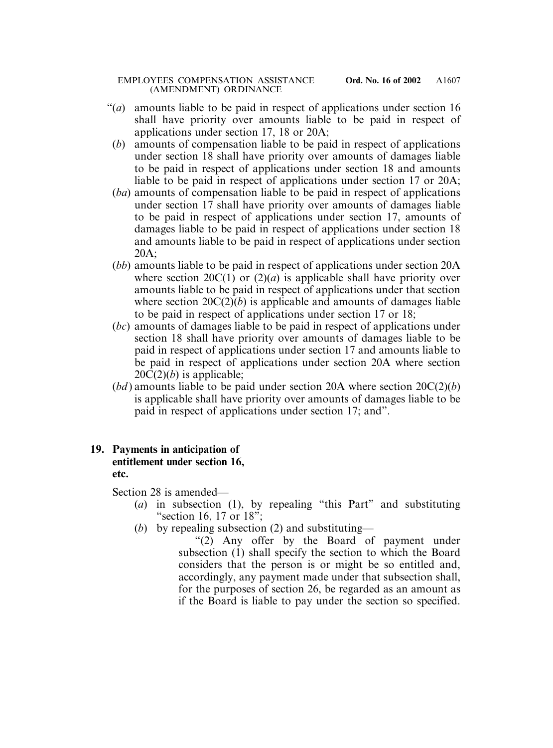"(*a*) amounts liable to be paid in respect of applications under section 16 shall have priority over amounts liable to be paid in respect of applications under section 17, 18 or 20A;

(*b*) amounts of compensation liable to be paid in respect of applications under section 18 shall have priority over amounts of damages liable to be paid in respect of applications under section 18 and amounts liable to be paid in respect of applications under section 17 or 20A;

(*ba*) amounts of compensation liable to be paid in respect of applications under section 17 shall have priority over amounts of damages liable to be paid in respect of applications under section 17, amounts of damages liable to be paid in respect of applications under section 18 and amounts liable to be paid in respect of applications under section 20A;

(*bb*) amounts liable to be paid in respect of applications under section 20A where section 20C(1) or (2)(*a*) is applicable shall have priority over amounts liable to be paid in respect of applications under that section where section 20C(2)(*b*) is applicable and amounts of damages liable to be paid in respect of applications under section 17 or 18;

(*bc*) amounts of damages liable to be paid in respect of applications under section 18 shall have priority over amounts of damages liable to be paid in respect of applications under section 17 and amounts liable to be paid in respect of applications under section 20A where section 20C(2)(*b*) is applicable;

(*bd*) amounts liable to be paid under section 20A where section 20C(2)(*b*) is applicable shall have priority over amounts of damages liable to be paid in respect of applications under section 17; and".

**19. Payments in anticipation of entitlement under section 16, etc.**

Section 28 is amended—

(*a*) in subsection (1), by repealing "this Part" and substituting "section 16, 17 or 18";

(*b*) by repealing subsection (2) and substituting—

"(2) Any offer by the Board of payment under subsection (1) shall specify the section to which the Board considers that the person is or might be so entitled and, accordingly, any payment made under that subsection shall, for the purposes of section 26, be regarded as an amount as if the Board is liable to pay under the section so specified.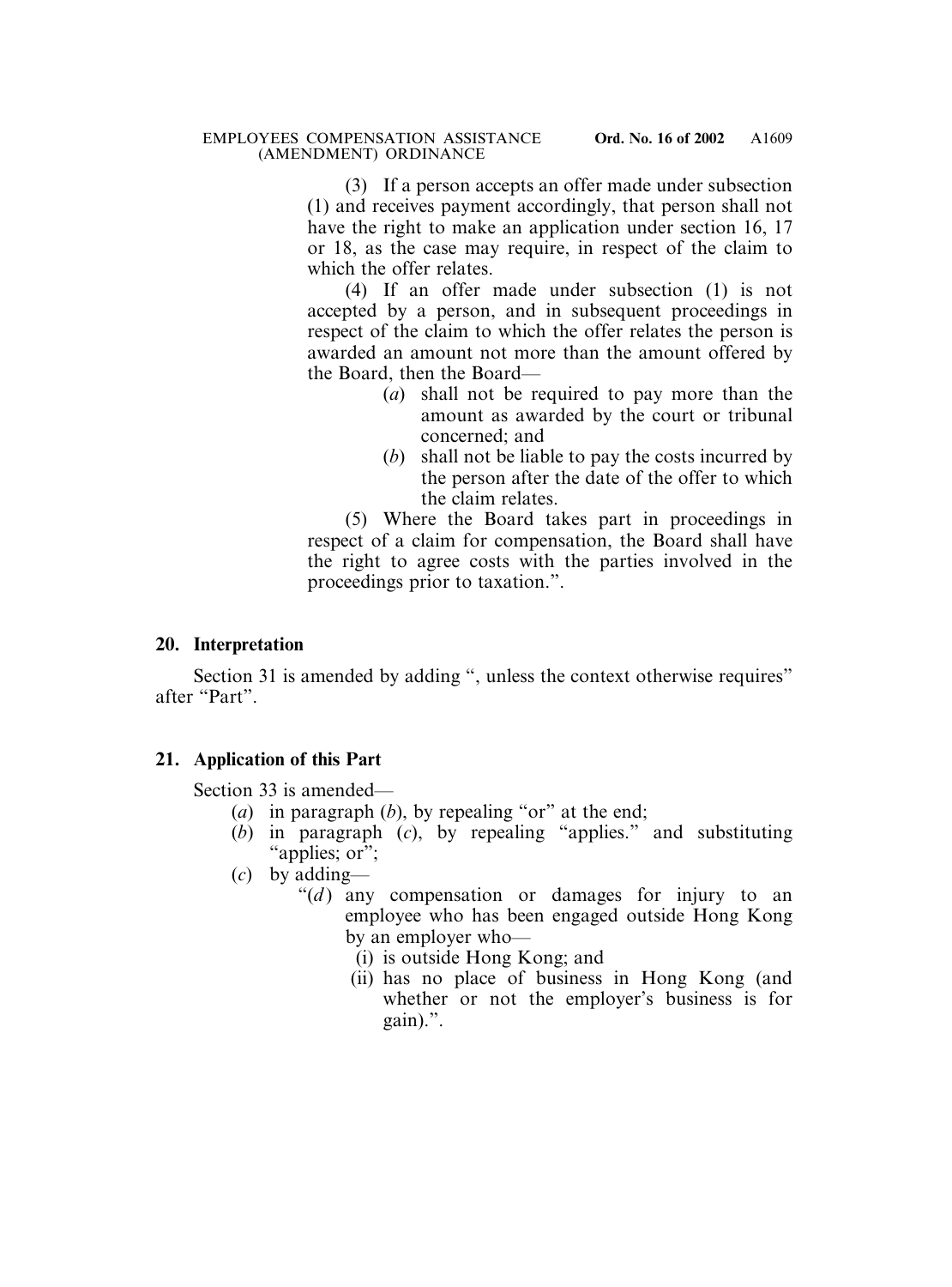(3) If a person accepts an offer made under subsection (1) and receives payment accordingly, that person shall not have the right to make an application under section 16, 17 or 18, as the case may require, in respect of the claim to which the offer relates.

(4) If an offer made under subsection (1) is not accepted by a person, and in subsequent proceedings in respect of the claim to which the offer relates the person is awarded an amount not more than the amount offered by the Board, then the Board—

(*a*) shall not be required to pay more than the amount as awarded by the court or tribunal concerned; and

(*b*) shall not be liable to pay the costs incurred by the person after the date of the offer to which the claim relates.

(5) Where the Board takes part in proceedings in respect of a claim for compensation, the Board shall have the right to agree costs with the parties involved in the proceedings prior to taxation.".

**20. Interpretation**

Section 31 is amended by adding ", unless the context otherwise requires" after "Part".

**21. Application of this Part**

Section 33 is amended—

(*a*) in paragraph (*b*), by repealing "or" at the end;

(*b*) in paragraph (*c*), by repealing "applies." and substituting "applies; or";

(*c*) by adding—

"(*d*) any compensation or damages for injury to an employee who has been engaged outside Hong Kong by an employer who—

(i) is outside Hong Kong; and

(ii) has no place of business in Hong Kong (and whether or not the employer's business is for gain).".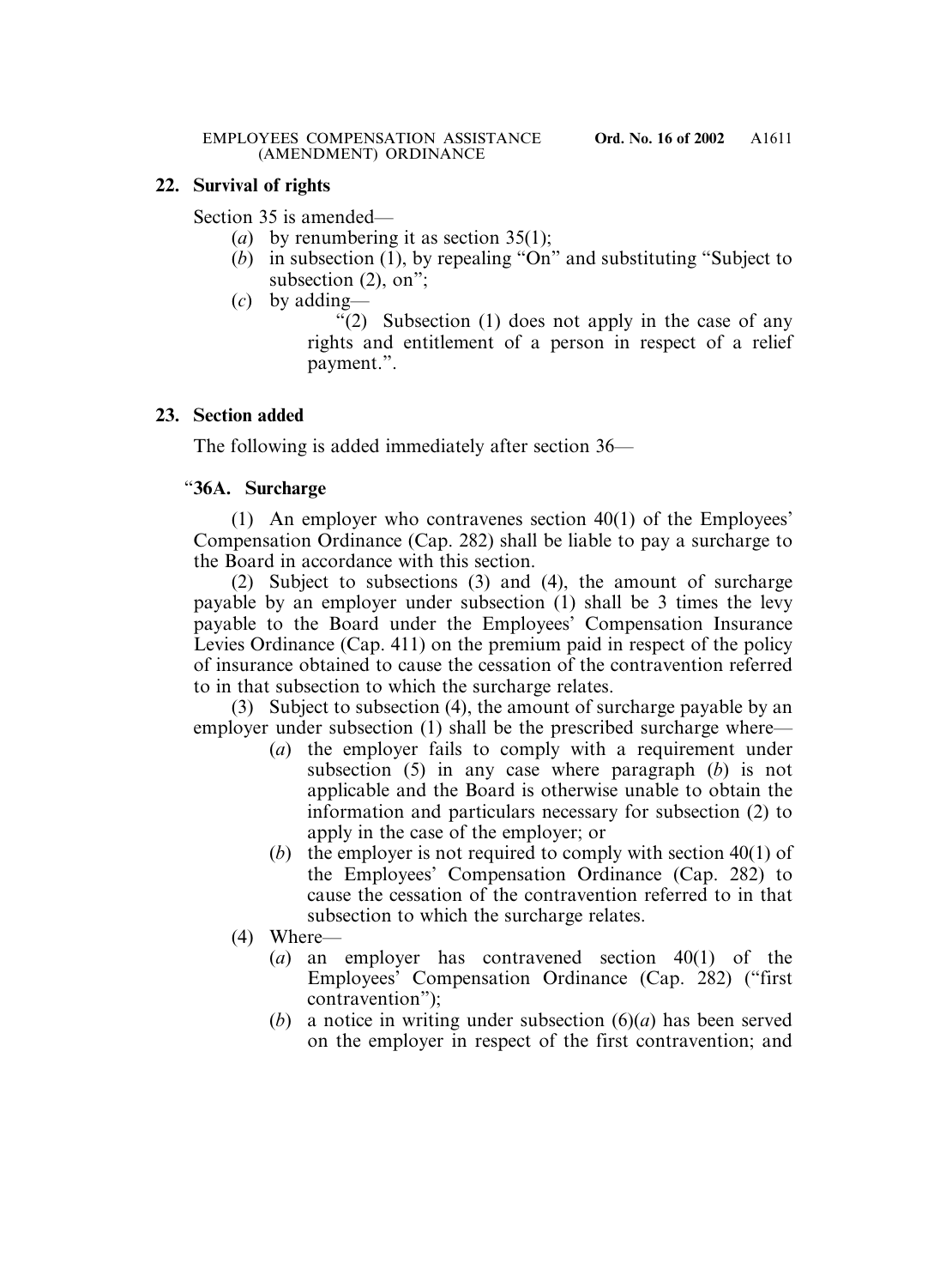## 22. Survival of rights

Section 35 is amended—

(*a*) by renumbering it as section 35(1);

(*b*) in subsection (1), by repealing "On" and substituting "Subject to subsection (2), on";

(*c*) by adding—

"(2) Subsection (1) does not apply in the case of any rights and entitlement of a person in respect of a relief payment.".

## 23. Section added

The following is added immediately after section 36—

### "36A. Surcharge

(1) An employer who contravenes section 40(1) of the Employees' Compensation Ordinance (Cap. 282) shall be liable to pay a surcharge to the Board in accordance with this section.

(2) Subject to subsections (3) and (4), the amount of surcharge payable by an employer under subsection (1) shall be 3 times the levy payable to the Board under the Employees' Compensation Insurance Levies Ordinance (Cap. 411) on the premium paid in respect of the policy of insurance obtained to cause the cessation of the contravention referred to in that subsection to which the surcharge relates.

(3) Subject to subsection (4), the amount of surcharge payable by an employer under subsection (1) shall be the prescribed surcharge where—

(*a*) the employer fails to comply with a requirement under subsection (5) in any case where paragraph (*b*) is not applicable and the Board is otherwise unable to obtain the information and particulars necessary for subsection (2) to apply in the case of the employer; or

(*b*) the employer is not required to comply with section 40(1) of the Employees' Compensation Ordinance (Cap. 282) to cause the cessation of the contravention referred to in that subsection to which the surcharge relates.

(4) Where—

(*a*) an employer has contravened section 40(1) of the Employees' Compensation Ordinance (Cap. 282) ("first contravention");

(*b*) a notice in writing under subsection (6)(*a*) has been served on the employer in respect of the first contravention; and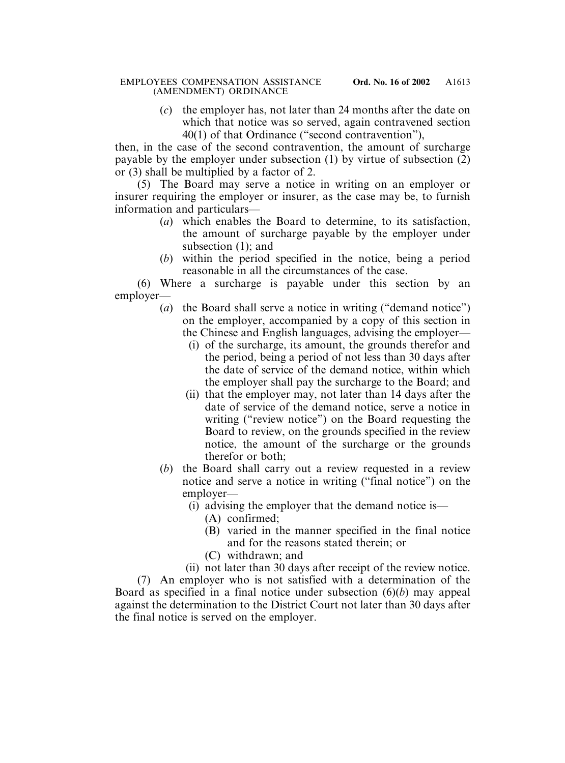(*c*) the employer has, not later than 24 months after the date on which that notice was so served, again contravened section 40(1) of that Ordinance ("second contravention"),

then, in the case of the second contravention, the amount of surcharge payable by the employer under subsection (1) by virtue of subsection (2) or (3) shall be multiplied by a factor of 2.

(5) The Board may serve a notice in writing on an employer or insurer requiring the employer or insurer, as the case may be, to furnish information and particulars—

(*a*) which enables the Board to determine, to its satisfaction, the amount of surcharge payable by the employer under subsection (1); and

(*b*) within the period specified in the notice, being a period reasonable in all the circumstances of the case.

(6) Where a surcharge is payable under this section by an employer—

(*a*) the Board shall serve a notice in writing ("demand notice") on the employer, accompanied by a copy of this section in the Chinese and English languages, advising the employer—

(i) of the surcharge, its amount, the grounds therefor and the period, being a period of not less than 30 days after the date of service of the demand notice, within which the employer shall pay the surcharge to the Board; and

(ii) that the employer may, not later than 14 days after the date of service of the demand notice, serve a notice in writing ("review notice") on the Board requesting the Board to review, on the grounds specified in the review notice, the amount of the surcharge or the grounds therefor or both;

(*b*) the Board shall carry out a review requested in a review notice and serve a notice in writing ("final notice") on the employer—

(i) advising the employer that the demand notice is—

(A) confirmed;

(B) varied in the manner specified in the final notice and for the reasons stated therein; or

(C) withdrawn; and

(ii) not later than 30 days after receipt of the review notice.

(7) An employer who is not satisfied with a determination of the Board as specified in a final notice under subsection (6)(*b*) may appeal against the determination to the District Court not later than 30 days after the final notice is served on the employer.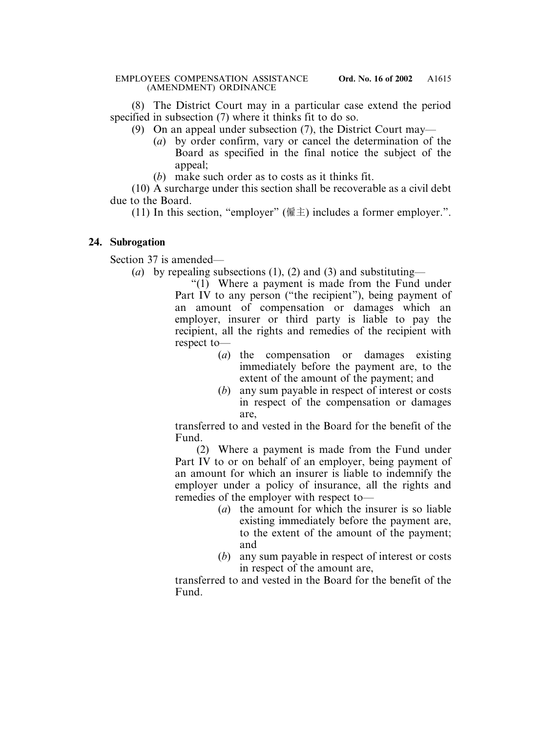(8) The District Court may in a particular case extend the period specified in subsection (7) where it thinks fit to do so.

(9) On an appeal under subsection (7), the District Court may—

(*a*) by order confirm, vary or cancel the determination of the Board as specified in the final notice the subject of the appeal;

(*b*) make such order as to costs as it thinks fit.

(10) A surcharge under this section shall be recoverable as a civil debt due to the Board.

(11) In this section, "employer" (僱主) includes a former employer.".

**24. Subrogation**

Section 37 is amended—

(*a*) by repealing subsections (1), (2) and (3) and substituting—

"(1) Where a payment is made from the Fund under Part IV to any person ("the recipient"), being payment of an amount of compensation or damages which an employer, insurer or third party is liable to pay the recipient, all the rights and remedies of the recipient with respect to—

(*a*) the compensation or damages existing immediately before the payment are, to the extent of the amount of the payment; and

(*b*) any sum payable in respect of interest or costs in respect of the compensation or damages are,

transferred to and vested in the Board for the benefit of the Fund.

(2) Where a payment is made from the Fund under Part IV to or on behalf of an employer, being payment of an amount for which an insurer is liable to indemnify the employer under a policy of insurance, all the rights and remedies of the employer with respect to—

(*a*) the amount for which the insurer is so liable existing immediately before the payment are, to the extent of the amount of the payment; and

(*b*) any sum payable in respect of interest or costs in respect of the amount are,

transferred to and vested in the Board for the benefit of the Fund.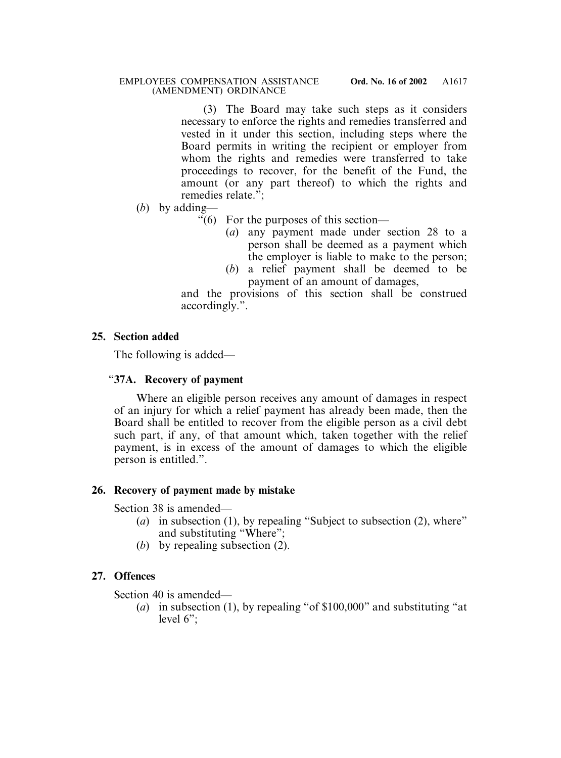(3) The Board may take such steps as it considers necessary to enforce the rights and remedies transferred and vested in it under this section, including steps where the Board permits in writing the recipient or employer from whom the rights and remedies were transferred to take proceedings to recover, for the benefit of the Fund, the amount (or any part thereof) to which the rights and remedies relate.";

(*b*) by adding—

"(6) For the purposes of this section—

(*a*) any payment made under section 28 to a person shall be deemed as a payment which the employer is liable to make to the person;

(*b*) a relief payment shall be deemed to be payment of an amount of damages,

and the provisions of this section shall be construed accordingly.".

**25. Section added**

The following is added—

"**37A. Recovery of payment**

Where an eligible person receives any amount of damages in respect of an injury for which a relief payment has already been made, then the Board shall be entitled to recover from the eligible person as a civil debt such part, if any, of that amount which, taken together with the relief payment, is in excess of the amount of damages to which the eligible person is entitled.".

**26. Recovery of payment made by mistake**

Section 38 is amended—

(*a*) in subsection (1), by repealing "Subject to subsection (2), where" and substituting "Where";

(*b*) by repealing subsection (2).

**27. Offences**

Section 40 is amended—

(*a*) in subsection (1), by repealing "of $100,000" and substituting "at level 6";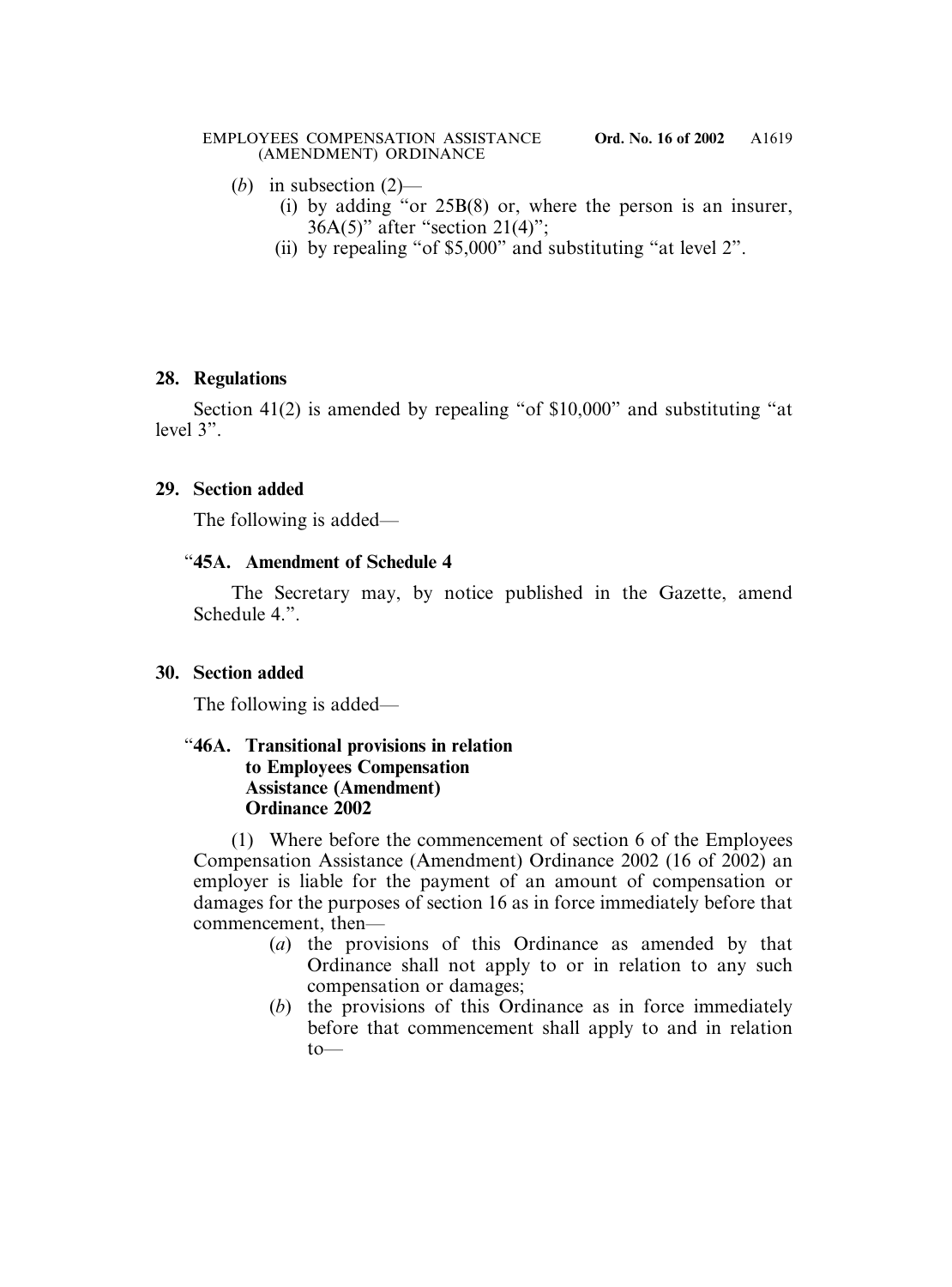(*b*) in subsection (2)—

(i) by adding "or 25B(8) or, where the person is an insurer, 36A(5)" after "section 21(4)";

(ii) by repealing "of $5,000" and substituting "at level 2".

**28. Regulations**

Section 41(2) is amended by repealing "of $10,000" and substituting "at level 3".

**29. Section added**

The following is added—

"**45A. Amendment of Schedule 4**

The Secretary may, by notice published in the Gazette, amend Schedule 4.".

**30. Section added**

The following is added—

"**46A. Transitional provisions in relation to Employees Compensation Assistance (Amendment) Ordinance 2002**

(1) Where before the commencement of section 6 of the Employees Compensation Assistance (Amendment) Ordinance 2002 (16 of 2002) an employer is liable for the payment of an amount of compensation or damages for the purposes of section 16 as in force immediately before that commencement, then—

(*a*) the provisions of this Ordinance as amended by that Ordinance shall not apply to or in relation to any such compensation or damages;

(*b*) the provisions of this Ordinance as in force immediately before that commencement shall apply to and in relation to—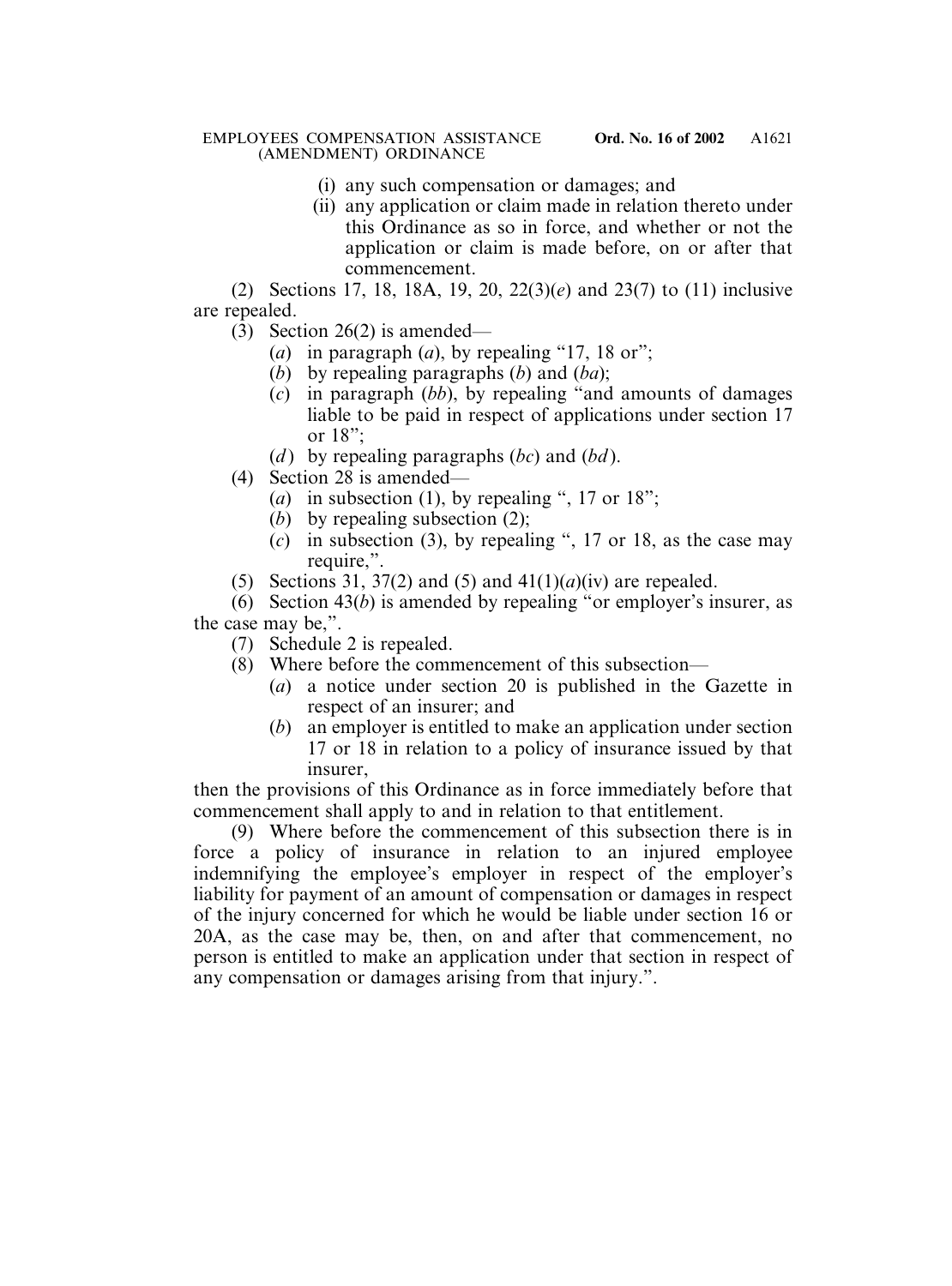(i) any such compensation or damages; and
  (ii) any application or claim made in relation thereto under this Ordinance as so in force, and whether or not the application or claim is made before, on or after that commencement.

(2) Sections 17, 18, 18A, 19, 20, 22(3)(*e*) and 23(7) to (11) inclusive are repealed.

(3) Section 26(2) is amended—

  (*a*) in paragraph (*a*), by repealing "17, 18 or";
  (*b*) by repealing paragraphs (*b*) and (*ba*);
  (*c*) in paragraph (*bb*), by repealing "and amounts of damages liable to be paid in respect of applications under section 17 or 18";
  (*d*) by repealing paragraphs (*bc*) and (*bd*).

(4) Section 28 is amended—

  (*a*) in subsection (1), by repealing ", 17 or 18";
  (*b*) by repealing subsection (2);
  (*c*) in subsection (3), by repealing ", 17 or 18, as the case may require,".

(5) Sections 31, 37(2) and (5) and 41(1)(*a*)(iv) are repealed.

(6) Section 43(*b*) is amended by repealing "or employer's insurer, as the case may be,".

(7) Schedule 2 is repealed.

(8) Where before the commencement of this subsection—

  (*a*) a notice under section 20 is published in the Gazette in respect of an insurer; and
  (*b*) an employer is entitled to make an application under section 17 or 18 in relation to a policy of insurance issued by that insurer,

then the provisions of this Ordinance as in force immediately before that commencement shall apply to and in relation to that entitlement.

(9) Where before the commencement of this subsection there is in force a policy of insurance in relation to an injured employee indemnifying the employee's employer in respect of the employer's liability for payment of an amount of compensation or damages in respect of the injury concerned for which he would be liable under section 16 or 20A, as the case may be, then, on and after that commencement, no person is entitled to make an application under that section in respect of any compensation or damages arising from that injury.".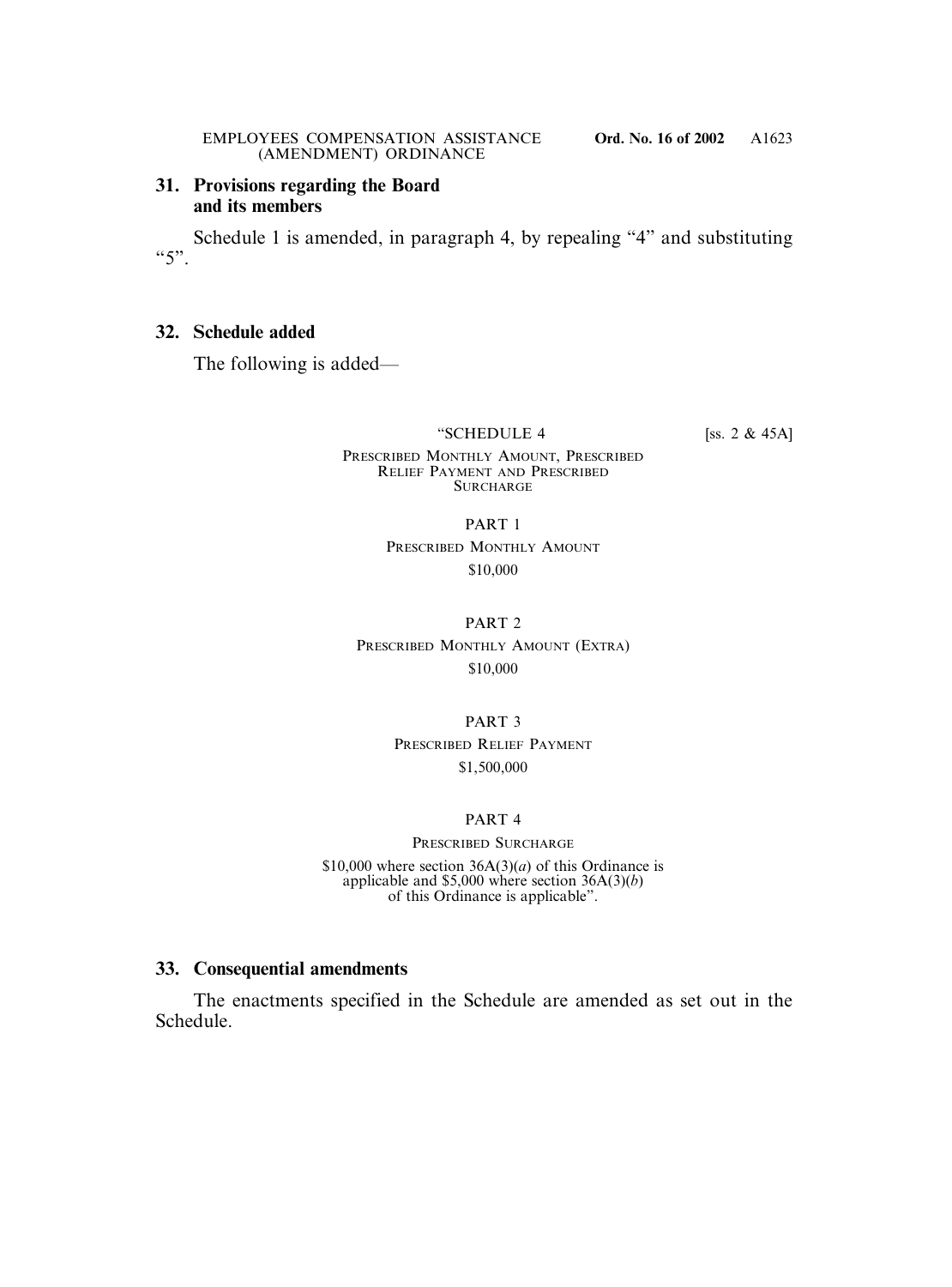**31. Provisions regarding the Board and its members**

Schedule 1 is amended, in paragraph 4, by repealing "4" and substituting "5".

**32. Schedule added**

The following is added—

"SCHEDULE 4 [ss. 2 & 45A]

PRESCRIBED MONTHLY AMOUNT, PRESCRIBED RELIEF PAYMENT AND PRESCRIBED SURCHARGE

PART 1

PRESCRIBED MONTHLY AMOUNT

$10,000

PART 2

PRESCRIBED MONTHLY AMOUNT (EXTRA)

$10,000

PART 3

PRESCRIBED RELIEF PAYMENT

$1,500,000

PART 4

PRESCRIBED SURCHARGE

$10,000 where section 36A(3)(*a*) of this Ordinance is applicable and $5,000 where section 36A(3)(*b*) of this Ordinance is applicable".

**33. Consequential amendments**

The enactments specified in the Schedule are amended as set out in the Schedule.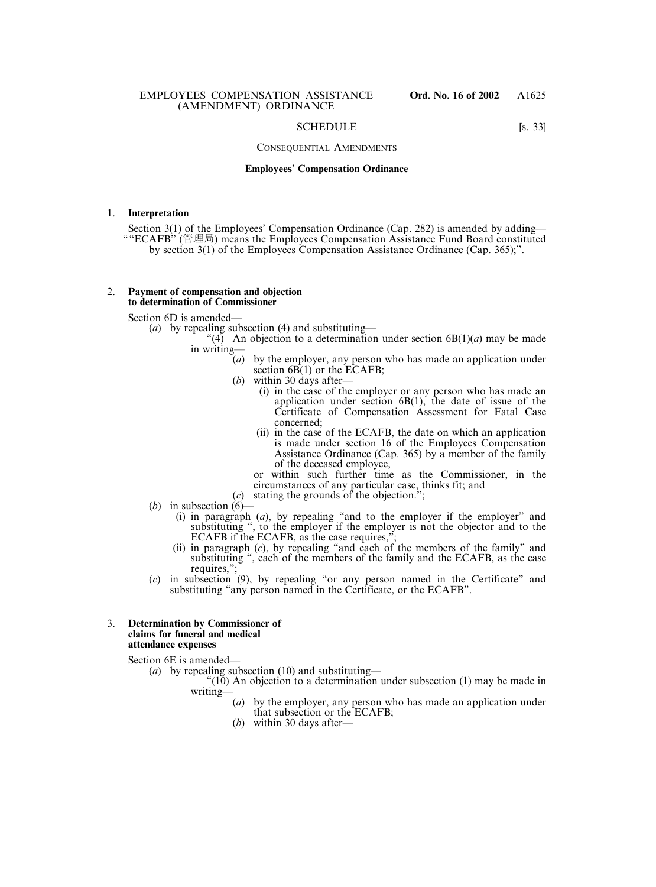## SCHEDULE [s. 33]

### CONSEQUENTIAL AMENDMENTS

**Employees' Compensation Ordinance**

1. **Interpretation**

Section 3(1) of the Employees' Compensation Ordinance (Cap. 282) is amended by adding—
""ECAFB" (管理局) means the Employees Compensation Assistance Fund Board constituted by section 3(1) of the Employees Compensation Assistance Ordinance (Cap. 365);".

2. **Payment of compensation and objection to determination of Commissioner**

Section 6D is amended—

(*a*) by repealing subsection (4) and substituting—

"(4) An objection to a determination under section 6B(1)(*a*) may be made in writing—

(*a*) by the employer, any person who has made an application under section 6B(1) or the ECAFB;

(*b*) within 30 days after—

(i) in the case of the employer or any person who has made an application under section 6B(1), the date of issue of the Certificate of Compensation Assessment for Fatal Case concerned;

(ii) in the case of the ECAFB, the date on which an application is made under section 16 of the Employees Compensation Assistance Ordinance (Cap. 365) by a member of the family of the deceased employee,

or within such further time as the Commissioner, in the circumstances of any particular case, thinks fit; and

(*c*) stating the grounds of the objection.";

(*b*) in subsection (6)—

(i) in paragraph (*a*), by repealing "and to the employer if the employer" and substituting ", to the employer if the employer is not the objector and to the ECAFB if the ECAFB, as the case requires,";

(ii) in paragraph (*c*), by repealing "and each of the members of the family" and substituting ", each of the members of the family and the ECAFB, as the case requires,";

(*c*) in subsection (9), by repealing "or any person named in the Certificate" and substituting "any person named in the Certificate, or the ECAFB".

3. **Determination by Commissioner of claims for funeral and medical attendance expenses**

Section 6E is amended—

(*a*) by repealing subsection (10) and substituting—

"(10) An objection to a determination under subsection (1) may be made in writing—

(*a*) by the employer, any person who has made an application under that subsection or the ECAFB;

(*b*) within 30 days after—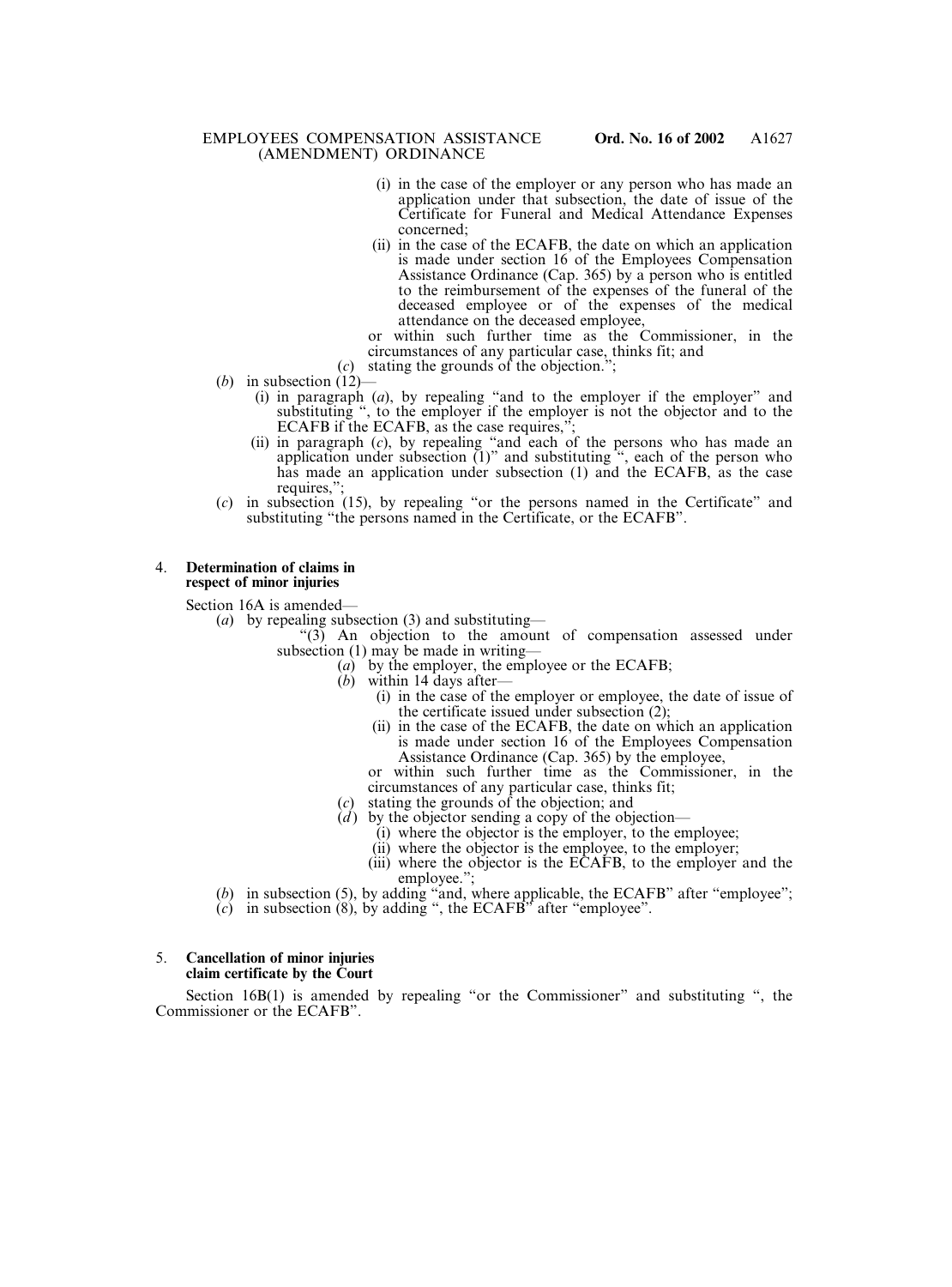(i) in the case of the employer or any person who has made an application under that subsection, the date of issue of the Certificate for Funeral and Medical Attendance Expenses concerned;

(ii) in the case of the ECAFB, the date on which an application is made under section 16 of the Employees Compensation Assistance Ordinance (Cap. 365) by a person who is entitled to the reimbursement of the expenses of the funeral of the deceased employee or of the expenses of the medical attendance on the deceased employee,

or within such further time as the Commissioner, in the circumstances of any particular case, thinks fit; and

(*c*) stating the grounds of the objection.";

(*b*) in subsection (12)—

(i) in paragraph (*a*), by repealing "and to the employer if the employer" and substituting ", to the employer if the employer is not the objector and to the ECAFB if the ECAFB, as the case requires,";

(ii) in paragraph (*c*), by repealing "and each of the persons who has made an application under subsection (1)" and substituting ", each of the person who has made an application under subsection (1) and the ECAFB, as the case requires,";

(*c*) in subsection (15), by repealing "or the persons named in the Certificate" and substituting "the persons named in the Certificate, or the ECAFB".

### 4. Determination of claims in respect of minor injuries

Section 16A is amended—

(*a*) by repealing subsection (3) and substituting—

"(3) An objection to the amount of compensation assessed under subsection (1) may be made in writing—

(*a*) by the employer, the employee or the ECAFB;

(*b*) within 14 days after—

(i) in the case of the employer or employee, the date of issue of the certificate issued under subsection (2);

(ii) in the case of the ECAFB, the date on which an application is made under section 16 of the Employees Compensation Assistance Ordinance (Cap. 365) by the employee,

or within such further time as the Commissioner, in the circumstances of any particular case, thinks fit;

(*c*) stating the grounds of the objection; and

(*d*) by the objector sending a copy of the objection—

(i) where the objector is the employer, to the employee;

(ii) where the objector is the employee, to the employer;

(iii) where the objector is the ECAFB, to the employer and the employee.";

(*b*) in subsection (5), by adding "and, where applicable, the ECAFB" after "employee";

(*c*) in subsection (8), by adding ", the ECAFB" after "employee".

### 5. Cancellation of minor injuries claim certificate by the Court

Section 16B(1) is amended by repealing "or the Commissioner" and substituting ", the Commissioner or the ECAFB".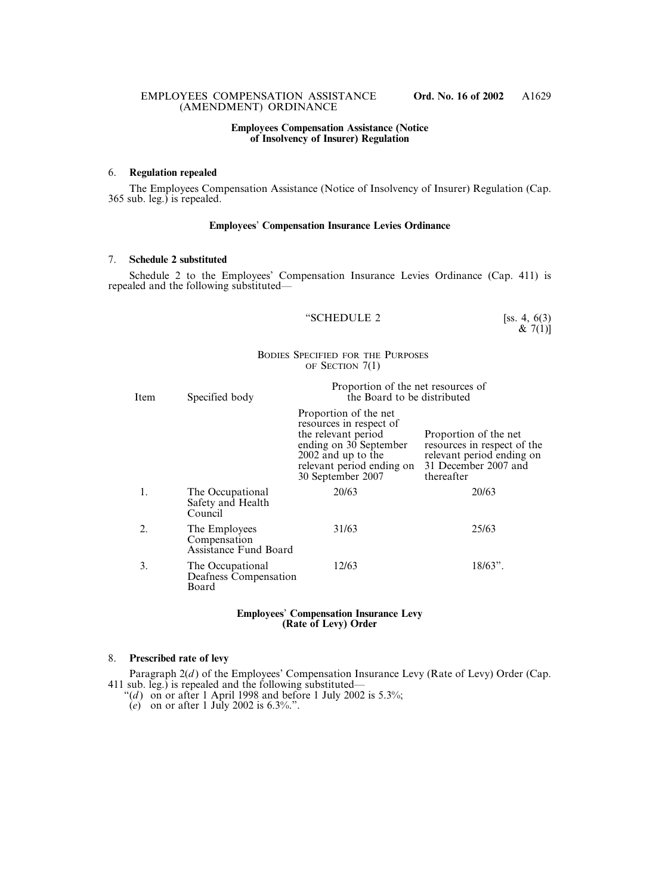**Employees Compensation Assistance (Notice of Insolvency of Insurer) Regulation**

6. **Regulation repealed**

The Employees Compensation Assistance (Notice of Insolvency of Insurer) Regulation (Cap. 365 sub. leg.) is repealed.

**Employees' Compensation Insurance Levies Ordinance**

7. **Schedule 2 substituted**

Schedule 2 to the Employees' Compensation Insurance Levies Ordinance (Cap. 411) is repealed and the following substituted—

"SCHEDULE 2 [ss. 4, 6(3) & 7(1)]

BODIES SPECIFIED FOR THE PURPOSES OF SECTION 7(1)

| Item | Specified body | Proportion of the net resources of the Board to be distributed | |
|---|---|---|---|
| | | Proportion of the net resources in respect of the relevant period ending on 30 September 2002 and up to the relevant period ending on 30 September 2007 | Proportion of the net resources in respect of the relevant period ending on 31 December 2007 and thereafter |
| 1. | The Occupational Safety and Health Council | 20/63 | 20/63 |
| 2. | The Employees Compensation Assistance Fund Board | 31/63 | 25/63 |
| 3. | The Occupational Deafness Compensation Board | 12/63 | 18/63". |

**Employees' Compensation Insurance Levy (Rate of Levy) Order**

8. **Prescribed rate of levy**

Paragraph 2(*d*) of the Employees' Compensation Insurance Levy (Rate of Levy) Order (Cap. 411 sub. leg.) is repealed and the following substituted—

"(*d*) on or after 1 April 1998 and before 1 July 2002 is 5.3%;

(*e*) on or after 1 July 2002 is 6.3%.".